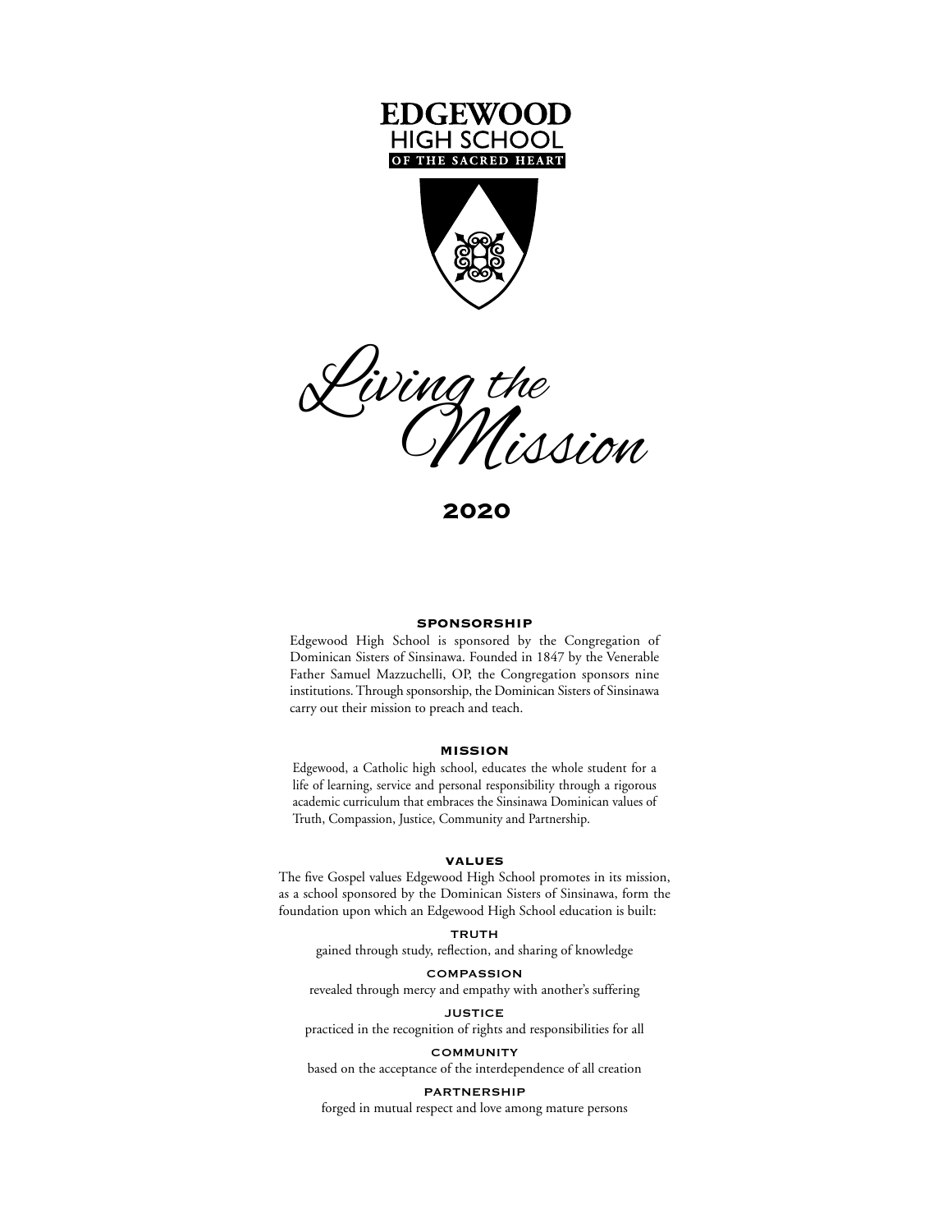# EDGEWOOD HIGH SCHOOL OF THE SACRED HEART

# *Living the Mission*

## 2020

### SPONSORSHIP

Edgewood High School is sponsored by the Congregation of Dominican Sisters of Sinsinawa. Founded in 1847 by the Venerable Father Samuel Mazzuchelli, OP, the Congregation sponsors nine institutions. Through sponsorship, the Dominican Sisters of Sinsinawa carry out their mission to preach and teach.

### MISSION

Edgewood, a Catholic high school, educates the whole student for a life of learning, service and personal responsibility through a rigorous academic curriculum that embraces the Sinsinawa Dominican values of Truth, Compassion, Justice, Community and Partnership.

### VALUES

The five Gospel values Edgewood High School promotes in its mission, as a school sponsored by the Dominican Sisters of Sinsinawa, form the foundation upon which an Edgewood High School education is built:

**TRUTH**
gained through study, reflection, and sharing of knowledge

**COMPASSION**
revealed through mercy and empathy with another's suffering

**JUSTICE**
practiced in the recognition of rights and responsibilities for all

**COMMUNITY**
based on the acceptance of the interdependence of all creation

**PARTNERSHIP**
forged in mutual respect and love among mature persons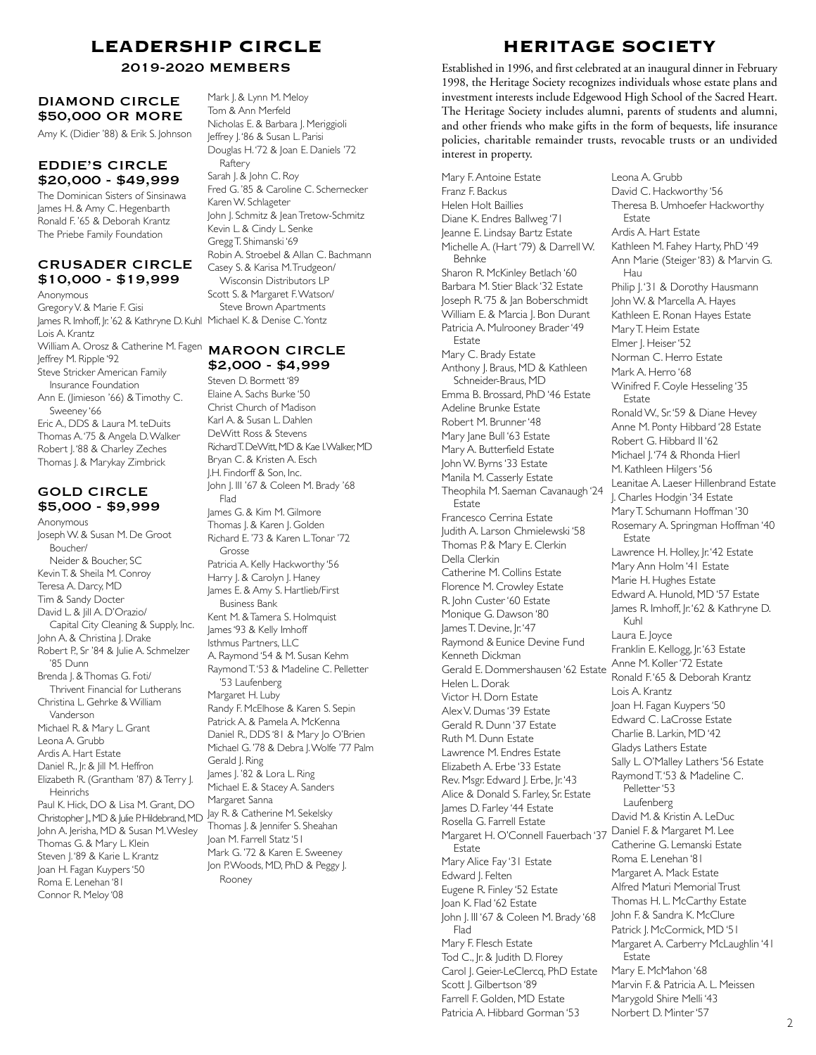# LEADERSHIP CIRCLE

## 2019-2020 MEMBERS

### DIAMOND CIRCLE $50,000 OR MORE

Amy K. (Didier '88) & Erik S. Johnson

### EDDIE'S CIRCLE $20,000 - $49,999

The Dominican Sisters of Sinsinawa
James H. & Amy C. Hegenbarth
Ronald F. '65 & Deborah Krantz
The Priebe Family Foundation

### CRUSADER CIRCLE $10,000 - $19,999

Anonymous
Gregory V. & Marie F. Gisi
James R. Imhoff, Jr. '62 & Kathryne D. Kuhl
Lois A. Krantz
William A. Orosz & Catherine M. Fagen
Jeffrey M. Ripple '92
Steve Stricker American Family Insurance Foundation
Ann E. (Jimieson '66) & Timothy C. Sweeney '66
Eric A., DDS & Laura M. teDuits
Thomas A. '75 & Angela D. Walker
Robert J. '88 & Charley Zeches
Thomas J. & Marykay Zimbrick

### GOLD CIRCLE $5,000 - $9,999

Anonymous
Joseph W. & Susan M. De Groot Boucher/ Neider & Boucher, SC
Kevin T. & Sheila M. Conroy
Teresa A. Darcy, MD
Tim & Sandy Docter
David L. & Jill A. D'Orazio/ Capital City Cleaning & Supply, Inc.
John A. & Christina J. Drake
Robert P., Sr '84 & Julie A. Schmelzer '85 Dunn
Brenda J. & Thomas G. Foti/ Thrivent Financial for Lutherans
Christina L. Gehrke & William Vanderson
Michael R. & Mary L. Grant
Leona A. Grubb
Ardis A. Hart Estate
Daniel R., Jr. & Jill M. Heffron
Elizabeth R. (Grantham '87) & Terry J. Heinrichs
Paul K. Hick, DO & Lisa M. Grant, DO
Christopher J., MD & Julie P. Hildebrand, MD
John A. Jerisha, MD & Susan M. Wesley
Thomas G. & Mary L. Klein
Steven J. '89 & Karie L. Krantz
Joan H. Fagan Kuypers '50
Roma E. Lenehan '81
Connor R. Meloy '08
Mark J. & Lynn M. Meloy
Tom & Ann Merfeld
Nicholas E. & Barbara J. Meriggioli
Jeffrey J. '86 & Susan L. Parisi
Douglas H. '72 & Joan E. Daniels '72 Raftery
Sarah J. & John C. Roy
Fred G. '85 & Caroline C. Schernecker
Karen W. Schlageter
John J. Schmitz & Jean Tretow-Schmitz
Kevin L. & Cindy L. Senke
Gregg T. Shimanski '69
Robin A. Stroebel & Allan C. Bachmann
Casey S. & Karisa M. Trudgeon/ Wisconsin Distributors LP
Scott S. & Margaret F. Watson/ Steve Brown Apartments
Michael K. & Denise C. Yontz

### MAROON CIRCLE $2,000 - $4,999

Steven D. Bormett '89
Elaine A. Sachs Burke '50
Christ Church of Madison
Karl A. & Susan L. Dahlen
DeWitt Ross & Stevens
Richard T. DeWitt, MD & Kae I. Walker, MD
Bryan C. & Kristen A. Esch
J.H. Findorff & Son, Inc.
John J. III '67 & Coleen M. Brady '68 Flad
James G. & Kim M. Gilmore
Thomas J. & Karen J. Golden
Richard E. '73 & Karen L. Tonar '72 Grosse
Patricia A. Kelly Hackworthy '56
Harry J. & Carolyn J. Haney
James E. & Amy S. Hartlieb/First Business Bank
Kent M. & Tamera S. Holmquist
James '93 & Kelly Imhoff
Isthmus Partners, LLC
A. Raymond '54 & M. Susan Kehm
Raymond T. '53 & Madeline C. Pelletter '53 Laufenberg
Margaret H. Luby
Randy F. McElhose & Karen S. Sepin
Patrick A. & Pamela A. McKenna
Daniel R., DDS '81 & Mary Jo O'Brien
Michael G. '78 & Debra J. Wolfe '77 Palm
Gerald J. Ring
James J. '82 & Lora L. Ring
Michael E. & Stacey A. Sanders
Margaret Sanna
Jay R. & Catherine M. Sekelsky
Thomas J. & Jennifer S. Sheahan
Joan M. Farrell Statz '51
Mark G. '72 & Karen E. Sweeney
Jon P. Woods, MD, PhD & Peggy J. Rooney

# HERITAGE SOCIETY

Established in 1996, and first celebrated at an inaugural dinner in February 1998, the Heritage Society recognizes individuals whose estate plans and investment interests include Edgewood High School of the Sacred Heart. The Heritage Society includes alumni, parents of students and alumni, and other friends who make gifts in the form of bequests, life insurance policies, charitable remainder trusts, revocable trusts or an undivided interest in property.

Mary F. Antoine Estate
Franz F. Backus
Helen Holt Baillies
Diane K. Endres Ballweg '71
Jeanne E. Lindsay Bartz Estate
Michelle A. (Hart '79) & Darrell W. Behnke
Sharon R. McKinley Betlach '60
Barbara M. Stier Black '32 Estate
Joseph R. '75 & Jan Boberschmidt
William E. & Marcia J. Bon Durant
Patricia A. Mulrooney Brader '49 Estate
Mary C. Brady Estate
Anthony J. Braus, MD & Kathleen Schneider-Braus, MD
Emma B. Brossard, PhD '46 Estate
Adeline Brunke Estate
Robert M. Brunner '48
Mary Jane Bull '63 Estate
Mary A. Butterfield Estate
John W. Byrns '33 Estate
Manila M. Casserly Estate
Theophila M. Saeman Cavanaugh '24 Estate
Francesco Cerrina Estate
Judith A. Larson Chmielewski '58
Thomas P. & Mary E. Clerkin
Della Clerkin
Catherine M. Collins Estate
Florence M. Crowley Estate
R. John Custer '60 Estate
Monique G. Dawson '80
James T. Devine, Jr. '47
Raymond & Eunice Devine Fund
Kenneth Dickman
Gerald E. Dommershausen '62 Estate
Helen L. Dorak
Victor H. Dorn Estate
Alex V. Dumas '39 Estate
Gerald R. Dunn '37 Estate
Ruth M. Dunn Estate
Lawrence M. Endres Estate
Elizabeth A. Erbe '33 Estate
Rev. Msgr. Edward J. Erbe, Jr. '43
Alice & Donald S. Farley, Sr. Estate
James D. Farley '44 Estate
Rosella G. Farrell Estate
Margaret H. O'Connell Fauerbach '37 Estate
Mary Alice Fay '31 Estate
Edward J. Felten
Eugene R. Finley '52 Estate
Joan K. Flad '62 Estate
John J. III '67 & Coleen M. Brady '68 Flad
Mary F. Flesch Estate
Tod C., Jr. & Judith D. Florey
Carol J. Geier-LeClercq, PhD Estate
Scott J. Gilbertson '89
Farrell F. Golden, MD Estate
Patricia A. Hibbard Gorman '53
Leona A. Grubb
David C. Hackworthy '56
Theresa B. Umhoefer Hackworthy Estate
Ardis A. Hart Estate
Kathleen M. Fahey Harty, PhD '49
Ann Marie (Steiger '83) & Marvin G. Hau
Philip J. '31 & Dorothy Hausmann
John W. & Marcella A. Hayes
Kathleen E. Ronan Hayes Estate
Mary T. Heim Estate
Elmer J. Heiser '52
Norman C. Herro Estate
Mark A. Herro '68
Winifred F. Coyle Hesseling '35 Estate
Ronald W., Sr. '59 & Diane Hevey
Anne M. Ponty Hibbard '28 Estate
Robert G. Hibbard II '62
Michael J. '74 & Rhonda Hierl
M. Kathleen Hilgers '56
Leanitae A. Laeser Hillenbrand Estate
J. Charles Hodgin '34 Estate
Mary T. Schumann Hoffman '30
Rosemary A. Springman Hoffman '40 Estate
Lawrence H. Holley, Jr. '42 Estate
Mary Ann Holm '41 Estate
Marie H. Hughes Estate
Edward A. Hunold, MD '57 Estate
James R. Imhoff, Jr. '62 & Kathryne D. Kuhl
Laura E. Joyce
Franklin E. Kellogg, Jr. '63 Estate
Anne M. Koller '72 Estate
Ronald F. '65 & Deborah Krantz
Lois A. Krantz
Joan H. Fagan Kuypers '50
Edward C. LaCrosse Estate
Charlie B. Larkin, MD '42
Gladys Lathers Estate
Sally L. O'Malley Lathers '56 Estate
Raymond T. '53 & Madeline C. Pelletter '53 Laufenberg
David M. & Kristin A. LeDuc
Daniel F. & Margaret M. Lee
Catherine G. Lemanski Estate
Roma E. Lenehan '81
Margaret A. Mack Estate
Alfred Maturi Memorial Trust
Thomas H. L. McCarthy Estate
John F. & Sandra K. McClure
Patrick J. McCormick, MD '51
Margaret A. Carberry McLaughlin '41 Estate
Mary E. McMahon '68
Marvin F. & Patricia A. L. Meissen
Marygold Shire Melli '43
Norbert D. Minter '57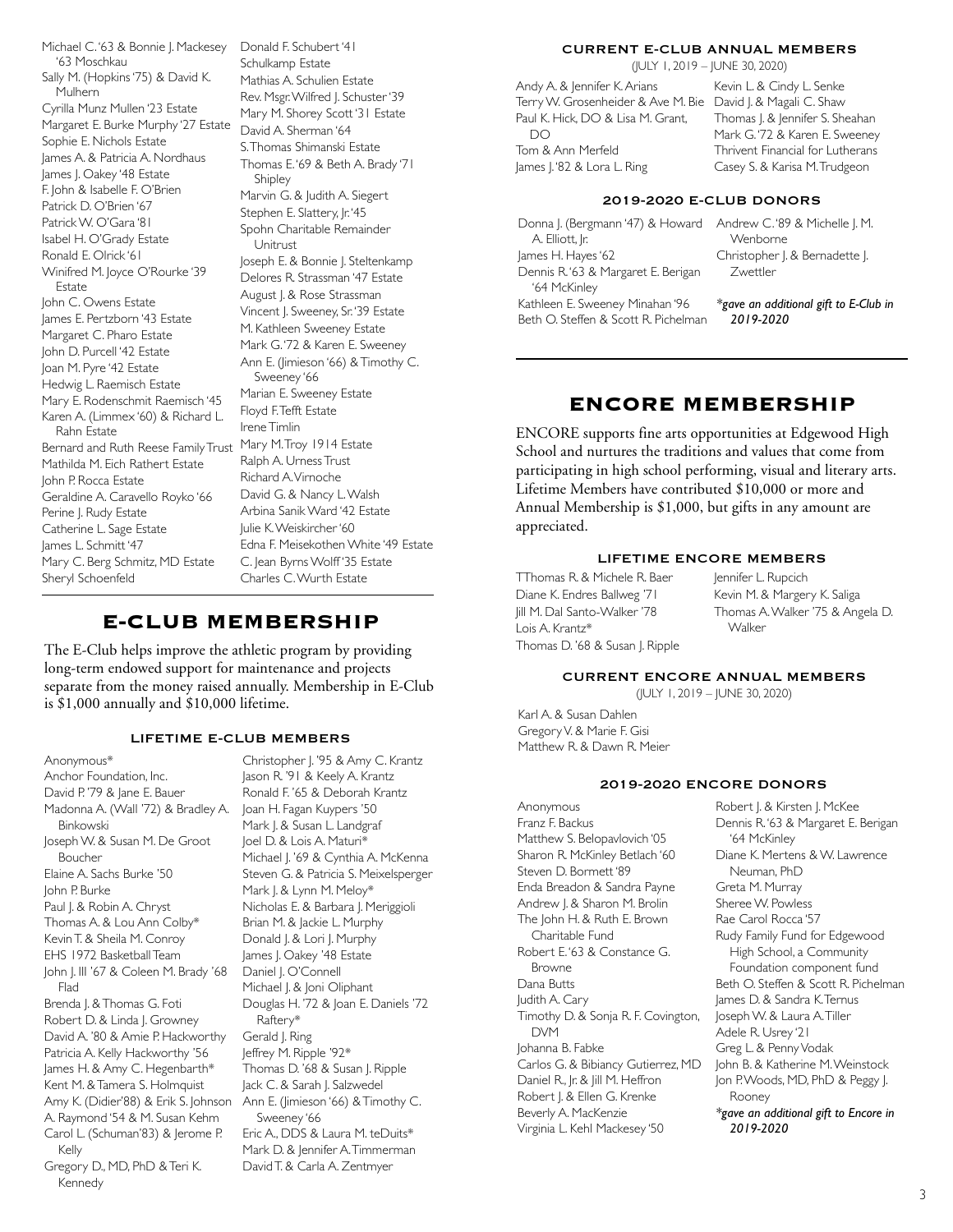Michael C. '63 & Bonnie J. Mackesey '63 Moschkau
Sally M. (Hopkins '75) & David K. Mulhern
Cyrilla Munz Mullen '23 Estate
Margaret E. Burke Murphy '27 Estate
Sophie E. Nichols Estate
James A. & Patricia A. Nordhaus
James J. Oakey '48 Estate
F. John & Isabelle F. O'Brien
Patrick D. O'Brien '67
Patrick W. O'Gara '81
Isabel H. O'Grady Estate
Ronald E. Olrick '61
Winifred M. Joyce O'Rourke '39 Estate
John C. Owens Estate
James E. Pertzborn '43 Estate
Margaret C. Pharo Estate
John D. Purcell '42 Estate
Joan M. Pyre '42 Estate
Hedwig L. Raemisch Estate
Mary E. Rodenschmit Raemisch '45
Karen A. (Limmex '60) & Richard L. Rahn Estate
Bernard and Ruth Reese Family Trust
Mathilda M. Eich Rathert Estate
John P. Rocca Estate
Geraldine A. Caravello Royko '66
Perine J. Rudy Estate
Catherine L. Sage Estate
James L. Schmitt '47
Mary C. Berg Schmitz, MD Estate
Sheryl Schoenfeld
Donald F. Schubert '41
Schulkamp Estate
Mathias A. Schulien Estate
Rev. Msgr. Wilfred J. Schuster '39
Mary M. Shorey Scott '31 Estate
David A. Sherman '64
S. Thomas Shimanski Estate
Thomas E. '69 & Beth A. Brady '71 Shipley
Marvin G. & Judith A. Siegert
Stephen E. Slattery, Jr. '45
Spohn Charitable Remainder Unitrust
Joseph E. & Bonnie J. Steltenkamp
Delores R. Strassman '47 Estate
August J. & Rose Strassman
Vincent J. Sweeney, Sr. '39 Estate
M. Kathleen Sweeney Estate
Mark G. '72 & Karen E. Sweeney
Ann E. (Jimieson '66) & Timothy C. Sweeney '66
Marian E. Sweeney Estate
Floyd F. Tefft Estate
Irene Timlin
Mary M. Troy 1914 Estate
Ralph A. Urness Trust
Richard A. Virnoche
David G. & Nancy L. Walsh
Arbina Sanik Ward '42 Estate
Julie K. Weiskircher '60
Edna F. Meisekothen White '49 Estate
C. Jean Byrns Wolff '35 Estate
Charles C. Wurth Estate

## E-CLUB MEMBERSHIP

The E-Club helps improve the athletic program by providing long-term endowed support for maintenance and projects separate from the money raised annually. Membership in E-Club is $1,000 annually and $10,000 lifetime.

### LIFETIME E-CLUB MEMBERS

Anonymous*
Anchor Foundation, Inc.
David P. '79 & Jane E. Bauer
Madonna A. (Wall '72) & Bradley A. Binkowski
Joseph W. & Susan M. De Groot Boucher
Elaine A. Sachs Burke '50
John P. Burke
Paul J. & Robin A. Chryst
Thomas A. & Lou Ann Colby*
Kevin T. & Sheila M. Conroy
EHS 1972 Basketball Team
John J. III '67 & Coleen M. Brady '68 Flad
Brenda J. & Thomas G. Foti
Robert D. & Linda J. Growney
David A. '80 & Amie P. Hackworthy
Patricia A. Kelly Hackworthy '56
James H. & Amy C. Hegenbarth*
Kent M. & Tamera S. Holmquist
Amy K. (Didier '88) & Erik S. Johnson
A. Raymond '54 & M. Susan Kehm
Carol L. (Schuman '83) & Jerome P. Kelly
Gregory D., MD, PhD & Teri K. Kennedy
Christopher J. '95 & Amy C. Krantz
Jason R. '91 & Keely A. Krantz
Ronald F. '65 & Deborah Krantz
Joan H. Fagan Kuypers '50
Mark J. & Susan L. Landgraf
Joel D. & Lois A. Maturi*
Michael J. '69 & Cynthia A. McKenna
Steven G. & Patricia S. Meixelsperger
Mark J. & Lynn M. Meloy*
Nicholas E. & Barbara J. Meriggioli
Brian M. & Jackie L. Murphy
Donald J. & Lori J. Murphy
James J. Oakey '48 Estate
Daniel J. O'Connell
Michael J. & Joni Oliphant
Douglas H. '72 & Joan E. Daniels '72 Raftery*
Gerald J. Ring
Jeffrey M. Ripple '92*
Thomas D. '68 & Susan J. Ripple
Jack C. & Sarah J. Salzwedel
Ann E. (Jimieson '66) & Timothy C. Sweeney '66
Eric A., DDS & Laura M. teDuits*
Mark D. & Jennifer A. Timmerman
David T. & Carla A. Zentmyer

### CURRENT E-CLUB ANNUAL MEMBERS

(JULY 1, 2019 – JUNE 30, 2020)

Andy A. & Jennifer K. Arians
Terry W. Grosenheider & Ave M. Bie
Paul K. Hick, DO & Lisa M. Grant, DO
Tom & Ann Merfeld
James J. '82 & Lora L. Ring
Kevin L. & Cindy L. Senke
David J. & Magali C. Shaw
Thomas J. & Jennifer S. Sheahan
Mark G. '72 & Karen E. Sweeney
Thrivent Financial for Lutherans
Casey S. & Karisa M. Trudgeon

### 2019-2020 E-CLUB DONORS

Donna J. (Bergmann '47) & Howard A. Elliott, Jr.
James H. Hayes '62
Dennis R. '63 & Margaret E. Berigan '64 McKinley
Kathleen E. Sweeney Minahan '96
Beth O. Steffen & Scott R. Pichelman
Andrew C. '89 & Michelle J. M. Wenborne
Christopher J. & Bernadette J. Zwettler

*gave an additional gift to E-Club in 2019-2020*

## ENCORE MEMBERSHIP

ENCORE supports fine arts opportunities at Edgewood High School and nurtures the traditions and values that come from participating in high school performing, visual and literary arts. Lifetime Members have contributed $10,000 or more and Annual Membership is $1,000, but gifts in any amount are appreciated.

### LIFETIME ENCORE MEMBERS

TThomas R. & Michele R. Baer
Diane K. Endres Ballweg '71
Jill M. Dal Santo-Walker '78
Lois A. Krantz*
Thomas D. '68 & Susan J. Ripple
Jennifer L. Rupcich
Kevin M. & Margery K. Saliga
Thomas A. Walker '75 & Angela D. Walker

### CURRENT ENCORE ANNUAL MEMBERS

(JULY 1, 2019 – JUNE 30, 2020)

Karl A. & Susan Dahlen
Gregory V. & Marie F. Gisi
Matthew R. & Dawn R. Meier

### 2019-2020 ENCORE DONORS

Anonymous
Franz F. Backus
Matthew S. Belopavlovich '05
Sharon R. McKinley Betlach '60
Steven D. Bormett '89
Enda Breadon & Sandra Payne
Andrew J. & Sharon M. Brolin
The John H. & Ruth E. Brown Charitable Fund
Robert E. '63 & Constance G. Browne
Dana Butts
Judith A. Cary
Timothy D. & Sonja R. F. Covington, DVM
Johanna B. Fabke
Carlos G. & Bibiancy Gutierrez, MD
Daniel R., Jr. & Jill M. Heffron
Robert J. & Ellen G. Krenke
Beverly A. MacKenzie
Virginia L. Kehl Mackesey '50
Robert J. & Kirsten J. McKee
Dennis R. '63 & Margaret E. Berigan '64 McKinley
Diane K. Mertens & W. Lawrence Neuman, PhD
Greta M. Murray
Sheree W. Powless
Rae Carol Rocca '57
Rudy Family Fund for Edgewood High School, a Community Foundation component fund
Beth O. Steffen & Scott R. Pichelman
James D. & Sandra K. Ternus
Joseph W. & Laura A. Tiller
Adele R. Usrey '21
Greg L. & Penny Vodak
John B. & Katherine M. Weinstock
Jon P. Woods, MD, PhD & Peggy J. Rooney

*gave an additional gift to Encore in 2019-2020*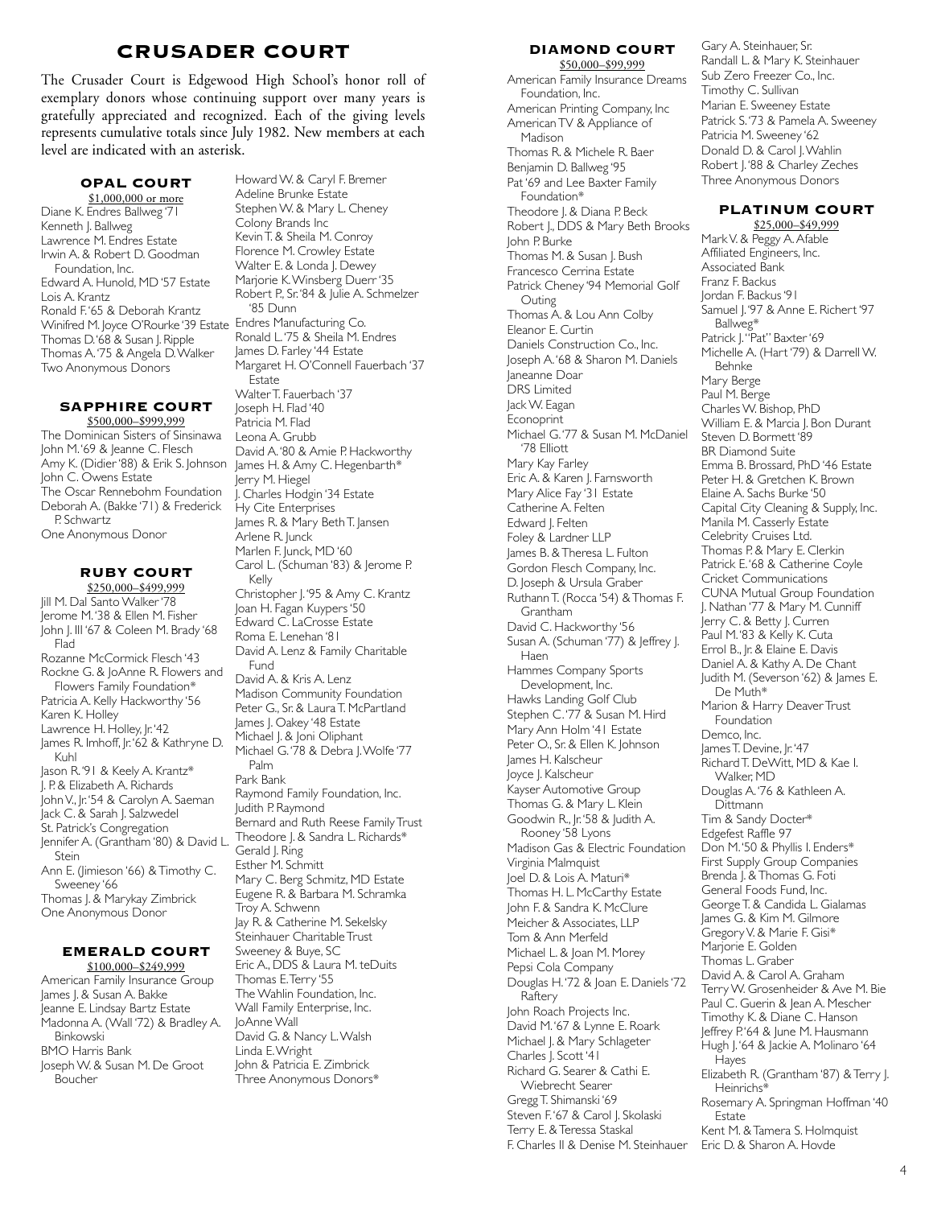# CRUSADER COURT

The Crusader Court is Edgewood High School's honor roll of exemplary donors whose continuing support over many years is gratefully appreciated and recognized. Each of the giving levels represents cumulative totals since July 1982. New members at each level are indicated with an asterisk.

## OPAL COURT
$1,000,000 or more

Diane K. Endres Ballweg '71
Kenneth J. Ballweg
Lawrence M. Endres Estate
Irwin A. & Robert D. Goodman Foundation, Inc.
Edward A. Hunold, MD '57 Estate
Lois A. Krantz
Ronald F. '65 & Deborah Krantz
Winifred M. Joyce O'Rourke '39 Estate
Thomas D. '68 & Susan J. Ripple
Thomas A. '75 & Angela D. Walker
Two Anonymous Donors

## SAPPHIRE COURT
$500,000–$999,999

The Dominican Sisters of Sinsinawa
John M. '69 & Jeanne C. Flesch
Amy K. (Didier '88) & Erik S. Johnson
John C. Owens Estate
The Oscar Rennebohm Foundation
Deborah A. (Bakke '71) & Frederick P. Schwartz
One Anonymous Donor

## RUBY COURT
$250,000–$499,999

Jill M. Dal Santo Walker '78
Jerome M. '38 & Ellen M. Fisher
John J. III '67 & Coleen M. Brady '68 Flad
Rozanne McCormick Flesch '43
Rockne G. & JoAnne R. Flowers and Flowers Family Foundation*
Patricia A. Kelly Hackworthy '56
Karen K. Holley
Lawrence H. Holley, Jr. '42
James R. Imhoff, Jr. '62 & Kathryne D. Kuhl
Jason R. '91 & Keely A. Krantz*
J. P. & Elizabeth A. Richards
John V., Jr. '54 & Carolyn A. Saeman
Jack C. & Sarah J. Salzwedel
St. Patrick's Congregation
Jennifer A. (Grantham '80) & David L. Stein
Ann E. (Jimieson '66) & Timothy C. Sweeney '66
Thomas J. & Marykay Zimbrick
One Anonymous Donor

## EMERALD COURT
$100,000–$249,999

American Family Insurance Group
James J. & Susan A. Bakke
Jeanne E. Lindsay Bartz Estate
Madonna A. (Wall '72) & Bradley A. Binkowski
BMO Harris Bank
Joseph W. & Susan M. De Groot Boucher
Howard W. & Caryl F. Bremer
Adeline Brunke Estate
Stephen W. & Mary L. Cheney
Colony Brands Inc
Kevin T. & Sheila M. Conroy
Florence M. Crowley Estate
Walter E. & Londa J. Dewey
Marjorie K. Winsberg Duerr '35
Robert P., Sr. '84 & Julie A. Schmelzer '85 Dunn
Endres Manufacturing Co.
Ronald L. '75 & Sheila M. Endres
James D. Farley '44 Estate
Margaret H. O'Connell Fauerbach '37 Estate
Walter T. Fauerbach '37
Joseph H. Flad '40
Patricia M. Flad
Leona A. Grubb
David A. '80 & Amie P. Hackworthy
James H. & Amy C. Hegenbarth*
Jerry M. Hiegel
J. Charles Hodgin '34 Estate
Hy Cite Enterprises
James R. & Mary Beth T. Jansen
Arlene R. Junck
Marlen F. Junck, MD '60
Carol L. (Schuman '83) & Jerome P. Kelly
Christopher J. '95 & Amy C. Krantz
Joan H. Fagan Kuypers '50
Edward C. LaCrosse Estate
Roma E. Lenehan '81
David A. Lenz & Family Charitable Fund
David A. & Kris A. Lenz
Madison Community Foundation
Peter G., Sr. & Laura T. McPartland
James J. Oakey '48 Estate
Michael J. & Joni Oliphant
Michael G. '78 & Debra J. Wolfe '77 Palm
Park Bank
Raymond Family Foundation, Inc.
Judith P. Raymond
Bernard and Ruth Reese Family Trust
Theodore J. & Sandra L. Richards*
Gerald J. Ring
Esther M. Schmitt
Mary C. Berg Schmitz, MD Estate
Eugene R. & Barbara M. Schramka
Troy A. Schwenn
Jay R. & Catherine M. Sekelsky
Steinhauer Charitable Trust
Sweeney & Buye, SC
Eric A., DDS & Laura M. teDuits
Thomas E. Terry '55
The Wahlin Foundation, Inc.
Wall Family Enterprise, Inc.
JoAnne Wall
David G. & Nancy L. Walsh
Linda E. Wright
John & Patricia E. Zimbrick
Three Anonymous Donors*

## DIAMOND COURT
$50,000–$99,999

American Family Insurance Dreams Foundation, Inc.
American Printing Company, Inc
American TV & Appliance of Madison
Thomas R. & Michele R. Baer
Benjamin D. Ballweg '95
Pat '69 and Lee Baxter Family Foundation*
Theodore J. & Diana P. Beck
Robert J., DDS & Mary Beth Brooks
John P. Burke
Thomas M. & Susan J. Bush
Francesco Cerrina Estate
Patrick Cheney '94 Memorial Golf Outing
Thomas A. & Lou Ann Colby
Eleanor C. Curtin
Daniels Construction Co., Inc.
Joseph A. '68 & Sharon M. Daniels
Janeanne Doar
DRS Limited
Jack W. Eagan
Econoprint
Michael G. '77 & Susan M. McDaniel '78 Elliott
Mary Kay Farley
Eric A. & Karen J. Farnsworth
Mary Alice Fay '31 Estate
Catherine A. Felten
Edward J. Felten
Foley & Lardner LLP
James B. & Theresa L. Fulton
Gordon Flesch Company, Inc.
D. Joseph & Ursula Graber
Ruthann T. (Rocca '54) & Thomas F. Grantham
David C. Hackworthy '56
Susan A. (Schuman '77) & Jeffrey J. Haen
Hammes Company Sports Development, Inc.
Hawks Landing Golf Club
Stephen C. '77 & Susan M. Hird
Mary Ann Holm '41 Estate
Peter O., Sr. & Ellen K. Johnson
James H. Kalscheur
Joyce J. Kalscheur
Kayser Automotive Group
Thomas G. & Mary L. Klein
Goodwin R., Jr. '58 & Judith A. Rooney '58 Lyons
Madison Gas & Electric Foundation
Virginia Malmquist
Joel D. & Lois A. Maturi*
Thomas H. L. McCarthy Estate
John F. & Sandra K. McClure
Meicher & Associates, LLP
Tom & Ann Merfeld
Michael L. & Joan M. Morey
Pepsi Cola Company
Douglas H. '72 & Joan E. Daniels '72 Raftery
John Roach Projects Inc.
David M. '67 & Lynne E. Roark
Michael J. & Mary Schlageter
Charles J. Scott '41
Richard G. Searer & Cathi E. Wiebrecht Searer
Gregg T. Shimanski '69
Steven F. '67 & Carol J. Skolaski
Terry E. & Teressa Staskal
F. Charles II & Denise M. Steinhauer
Gary A. Steinhauer, Sr.
Randall L. & Mary K. Steinhauer
Sub Zero Freezer Co., Inc.
Timothy C. Sullivan
Marian E. Sweeney Estate
Patrick S. '73 & Pamela A. Sweeney
Patricia M. Sweeney '62
Donald D. & Carol J. Wahlin
Robert J. '88 & Charley Zeches
Three Anonymous Donors

## PLATINUM COURT
$25,000–$49,999

Mark V. & Peggy A. Afable
Affiliated Engineers, Inc.
Associated Bank
Franz F. Backus
Jordan F. Backus '91
Samuel J. '97 & Anne E. Richert '97 Ballweg*
Patrick J. "Pat" Baxter '69
Michelle A. (Hart '79) & Darrell W. Behnke
Mary Berge
Paul M. Berge
Charles W. Bishop, PhD
William E. & Marcia J. Bon Durant
Steven D. Bormett '89
BR Diamond Suite
Emma B. Brossard, PhD '46 Estate
Peter H. & Gretchen K. Brown
Elaine A. Sachs Burke '50
Capital City Cleaning & Supply, Inc.
Manila M. Casserly Estate
Celebrity Cruises Ltd.
Thomas P. & Mary E. Clerkin
Patrick E. '68 & Catherine Coyle
Cricket Communications
CUNA Mutual Group Foundation
J. Nathan '77 & Mary M. Cunniff
Jerry C. & Betty J. Curren
Paul M. '83 & Kelly K. Cuta
Errol B., Jr. & Elaine E. Davis
Daniel A. & Kathy A. De Chant
Judith M. (Severson '62) & James E. De Muth*
Marion & Harry Deaver Trust Foundation
Demco, Inc.
James T. Devine, Jr. '47
Richard T. DeWitt, MD & Kae I. Walker, MD
Douglas A. '76 & Kathleen A. Dittmann
Tim & Sandy Docter*
Edgefest Raffle 97
Don M. '50 & Phyllis I. Enders*
First Supply Group Companies
Brenda J. & Thomas G. Foti
General Foods Fund, Inc.
George T. & Candida L. Gialamas
James G. & Kim M. Gilmore
Gregory V. & Marie F. Gisi*
Marjorie E. Golden
Thomas L. Graber
David A. & Carol A. Graham
Terry W. Grosenheider & Ave M. Bie
Paul C. Guerin & Jean A. Mescher
Timothy K. & Diane C. Hanson
Jeffrey P. '64 & June M. Hausmann
Hugh J. '64 & Jackie A. Molinaro '64 Hayes
Elizabeth R. (Grantham '87) & Terry J. Heinrichs*
Rosemary A. Springman Hoffman '40 Estate
Kent M. & Tamera S. Holmquist
Eric D. & Sharon A. Hovde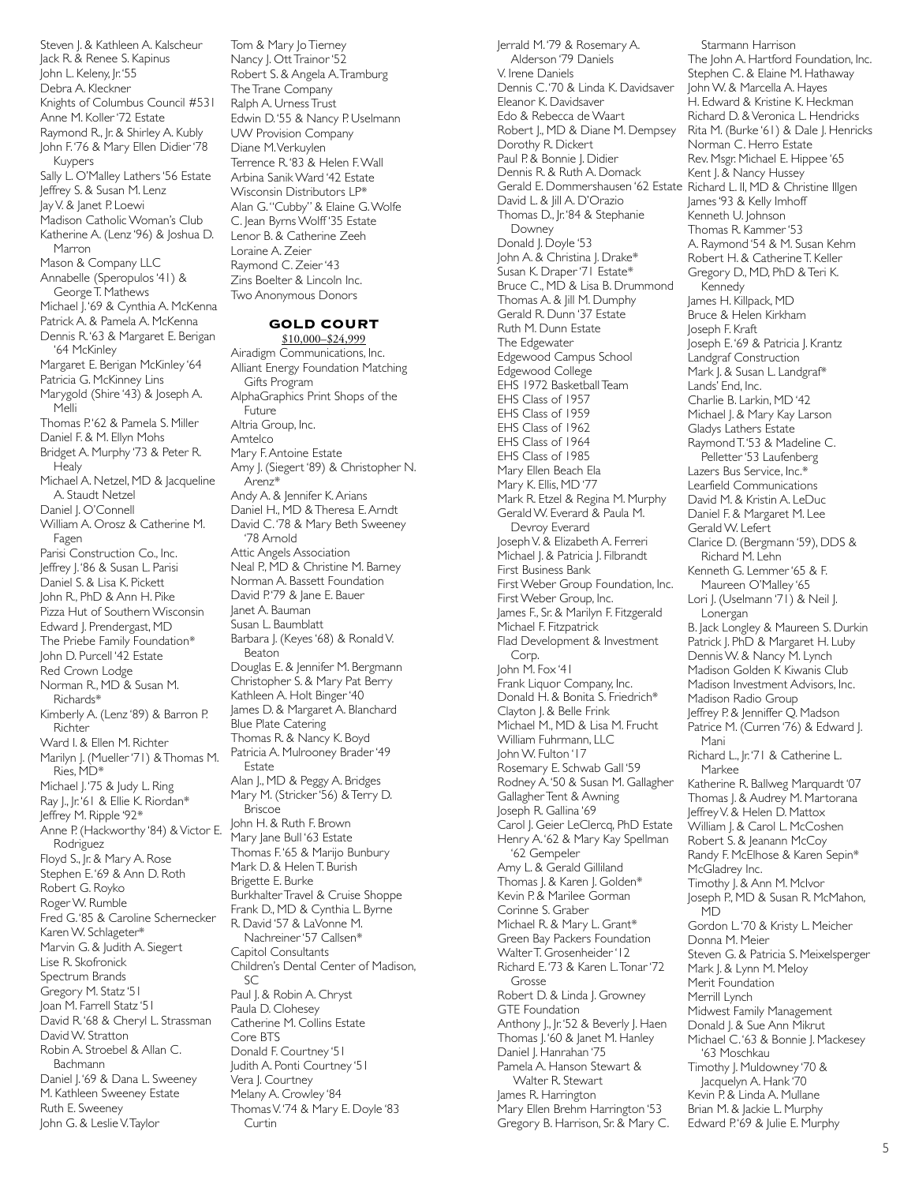Steven J. & Kathleen A. Kalscheur
Jack R. & Renee S. Kapinus
John L. Keleny, Jr. '55
Debra A. Kleckner
Knights of Columbus Council #531
Anne M. Koller '72 Estate
Raymond R., Jr. & Shirley A. Kubly
John F. '76 & Mary Ellen Didier '78 Kuypers
Sally L. O'Malley Lathers '56 Estate
Jeffrey S. & Susan M. Lenz
Jay V. & Janet P. Loewi
Madison Catholic Woman's Club
Katherine A. (Lenz '96) & Joshua D. Marron
Mason & Company LLC
Annabelle (Speropulos '41) & George T. Mathews
Michael J. '69 & Cynthia A. McKenna
Patrick A. & Pamela A. McKenna
Dennis R. '63 & Margaret E. Berigan '64 McKinley
Margaret E. Berigan McKinley '64
Patricia G. McKinney Lins
Marygold (Shire '43) & Joseph A. Melli
Thomas P. '62 & Pamela S. Miller
Daniel F. & M. Ellyn Mohs
Bridget A. Murphy '73 & Peter R. Healy
Michael A. Netzel, MD & Jacqueline A. Staudt Netzel
Daniel J. O'Connell
William A. Orosz & Catherine M. Fagen
Parisi Construction Co., Inc.
Jeffrey J. '86 & Susan L. Parisi
Daniel S. & Lisa K. Pickett
John R., PhD & Ann H. Pike
Pizza Hut of Southern Wisconsin
Edward J. Prendergast, MD
The Priebe Family Foundation*
John D. Purcell '42 Estate
Red Crown Lodge
Norman R., MD & Susan M. Richards*
Kimberly A. (Lenz '89) & Barron P. Richter
Ward I. & Ellen M. Richter
Marilyn J. (Mueller '71) & Thomas M. Ries, MD*
Michael J. '75 & Judy L. Ring
Ray J., Jr. '61 & Ellie K. Riordan*
Jeffrey M. Ripple '92*
Anne P. (Hackworthy '84) & Victor E. Rodriguez
Floyd S., Jr. & Mary A. Rose
Stephen E. '69 & Ann D. Roth
Robert G. Royko
Roger W. Rumble
Fred G. '85 & Caroline Schernecker
Karen W. Schlageter*
Marvin G. & Judith A. Siegert
Lise R. Skofronick
Spectrum Brands
Gregory M. Statz '51
Joan M. Farrell Statz '51
David R. '68 & Cheryl L. Strassman
David W. Stratton
Robin A. Stroebel & Allan C. Bachmann
Daniel J. '69 & Dana L. Sweeney
M. Kathleen Sweeney Estate
Ruth E. Sweeney
John G. & Leslie V. Taylor
Tom & Mary Jo Tierney
Nancy J. Ott Trainor '52
Robert S. & Angela A. Tramburg
The Trane Company
Ralph A. Urness Trust
Edwin D. '55 & Nancy P. Uselmann
UW Provision Company
Diane M. Verkuylen
Terrence R. '83 & Helen F. Wall
Arbina Sanik Ward '42 Estate
Wisconsin Distributors LP*
Alan G. "Cubby" & Elaine G. Wolfe
C. Jean Byrns Wolff '35 Estate
Lenor B. & Catherine Zeeh
Loraine A. Zeier
Raymond C. Zeier '43
Zins Boelter & Lincoln Inc.
Two Anonymous Donors

## GOLD COURT

$10,000–$24,999

Airadigm Communications, Inc.
Alliant Energy Foundation Matching Gifts Program
AlphaGraphics Print Shops of the Future
Altria Group, Inc.
Amtelco
Mary F. Antoine Estate
Amy J. (Siegert '89) & Christopher N. Arenz*
Andy A. & Jennifer K. Arians
Daniel H., MD & Theresa E. Arndt
David C. '78 & Mary Beth Sweeney '78 Arnold
Attic Angels Association
Neal P., MD & Christine M. Barney
Norman A. Bassett Foundation
David P. '79 & Jane E. Bauer
Janet A. Bauman
Susan L. Baumblatt
Barbara J. (Keyes '68) & Ronald V. Beaton
Douglas E. & Jennifer M. Bergmann
Christopher S. & Mary Pat Berry
Kathleen A. Holt Binger '40
James D. & Margaret A. Blanchard
Blue Plate Catering
Thomas R. & Nancy K. Boyd
Patricia A. Mulrooney Brader '49 Estate
Alan J., MD & Peggy A. Bridges
Mary M. (Stricker '56) & Terry D. Briscoe
John H. & Ruth F. Brown
Mary Jane Bull '63 Estate
Thomas F. '65 & Marijo Bunbury
Mark D. & Helen T. Burish
Brigette E. Burke
Burkhalter Travel & Cruise Shoppe
Frank D., MD & Cynthia L. Byrne
R. David '57 & LaVonne M. Nachreiner '57 Callsen*
Capitol Consultants
Children's Dental Center of Madison, SC
Paul J. & Robin A. Chryst
Paula D. Clohesey
Catherine M. Collins Estate
Core BTS
Donald F. Courtney '51
Judith A. Ponti Courtney '51
Vera J. Courtney
Melany A. Crowley '84
Thomas V. '74 & Mary E. Doyle '83 Curtin
Jerrald M. '79 & Rosemary A. Alderson '79 Daniels
V. Irene Daniels
Dennis C. '70 & Linda K. Davidsaver
Eleanor K. Davidsaver
Edo & Rebecca de Waart
Robert J., MD & Diane M. Dempsey
Dorothy R. Dickert
Paul P. & Bonnie J. Didier
Dennis R. & Ruth A. Domack
Gerald E. Dommershausen '62 Estate
David L. & Jill A. D'Orazio
Thomas D., Jr. '84 & Stephanie Downey
Donald J. Doyle '53
John A. & Christina J. Drake*
Susan K. Draper '71 Estate*
Bruce C., MD & Lisa B. Drummond
Thomas A. & Jill M. Dumphy
Gerald R. Dunn '37 Estate
Ruth M. Dunn Estate
The Edgewater
Edgewood Campus School
Edgewood College
EHS 1972 Basketball Team
EHS Class of 1957
EHS Class of 1959
EHS Class of 1962
EHS Class of 1964
EHS Class of 1985
Mary Ellen Beach Ela
Mary K. Ellis, MD '77
Mark R. Etzel & Regina M. Murphy
Gerald W. Everard & Paula M. Devroy Everard
Joseph V. & Elizabeth A. Ferreri
Michael J. & Patricia J. Filbrandt
First Business Bank
First Weber Group Foundation, Inc.
First Weber Group, Inc.
James F., Sr. & Marilyn F. Fitzgerald
Michael F. Fitzpatrick
Flad Development & Investment Corp.
John M. Fox '41
Frank Liquor Company, Inc.
Donald H. & Bonita S. Friedrich*
Clayton J. & Belle Frink
Michael M., MD & Lisa M. Frucht
William Fuhrmann, LLC
John W. Fulton '17
Rosemary E. Schwab Gall '59
Rodney A. '50 & Susan M. Gallagher
Gallagher Tent & Awning
Joseph R. Gallina '69
Carol J. Geier LeClercq, PhD Estate
Henry A. '62 & Mary Kay Spellman '62 Gempeler
Amy L. & Gerald Gilliland
Thomas J. & Karen J. Golden*
Kevin P. & Marilee Gorman
Corinne S. Graber
Michael R. & Mary L. Grant*
Green Bay Packers Foundation
Walter T. Grosenheider '12
Richard E. '73 & Karen L. Tonar '72 Grosse
Robert D. & Linda J. Growney
GTE Foundation
Anthony J., Jr. '52 & Beverly J. Haen
Thomas J. '60 & Janet M. Hanley
Daniel J. Hanrahan '75
Pamela A. Hanson Stewart & Walter R. Stewart
James R. Harrington
Mary Ellen Brehm Harrington '53
Gregory B. Harrison, Sr. & Mary C. Starmann Harrison
The John A. Hartford Foundation, Inc.
Stephen C. & Elaine M. Hathaway
John W. & Marcella A. Hayes
H. Edward & Kristine K. Heckman
Richard D. & Veronica L. Hendricks
Rita M. (Burke '61) & Dale J. Henricks
Norman C. Herro Estate
Rev. Msgr. Michael E. Hippee '65
Kent J. & Nancy Hussey
Richard L. II, MD & Christine Illgen
James '93 & Kelly Imhoff
Kenneth U. Johnson
Thomas R. Kammer '53
A. Raymond '54 & M. Susan Kehm
Robert H. & Catherine T. Keller
Gregory D., MD, PhD & Teri K. Kennedy
James H. Killpack, MD
Bruce & Helen Kirkham
Joseph F. Kraft
Joseph E. '69 & Patricia J. Krantz
Landgraf Construction
Mark J. & Susan L. Landgraf*
Lands' End, Inc.
Charlie B. Larkin, MD '42
Michael J. & Mary Kay Larson
Gladys Lathers Estate
Raymond T. '53 & Madeline C. Pelletter '53 Laufenberg
Lazers Bus Service, Inc.*
Learfield Communications
David M. & Kristin A. LeDuc
Daniel F. & Margaret M. Lee
Gerald W. Lefert
Clarice D. (Bergmann '59), DDS & Richard M. Lehn
Kenneth G. Lemmer '65 & F. Maureen O'Malley '65
Lori J. (Uselmann '71) & Neil J. Lonergan
B. Jack Longley & Maureen S. Durkin
Patrick J. PhD & Margaret H. Luby
Dennis W. & Nancy M. Lynch
Madison Golden K Kiwanis Club
Madison Investment Advisors, Inc.
Madison Radio Group
Jeffrey P. & Jenniffer Q. Madson
Patrice M. (Curren '76) & Edward J. Mani
Richard L., Jr. '71 & Catherine L. Markee
Katherine R. Ballweg Marquardt '07
Thomas J. & Audrey M. Martorana
Jeffrey V. & Helen D. Mattox
William J. & Carol L. McCoshen
Robert S. & Jeanann McCoy
Randy F. McElhose & Karen Sepin*
McGladrey Inc.
Timothy J. & Ann M. McIvor
Joseph P., MD & Susan R. McMahon, MD
Gordon L. '70 & Kristy L. Meicher
Donna M. Meier
Steven G. & Patricia S. Meixelsperger
Mark J. & Lynn M. Meloy
Merit Foundation
Merrill Lynch
Midwest Family Management
Donald J. & Sue Ann Mikrut
Michael C. '63 & Bonnie J. Mackesey '63 Moschkau
Timothy J. Muldowney '70 & Jacquelyn A. Hank '70
Kevin P. & Linda A. Mullane
Brian M. & Jackie L. Murphy
Edward P. '69 & Julie E. Murphy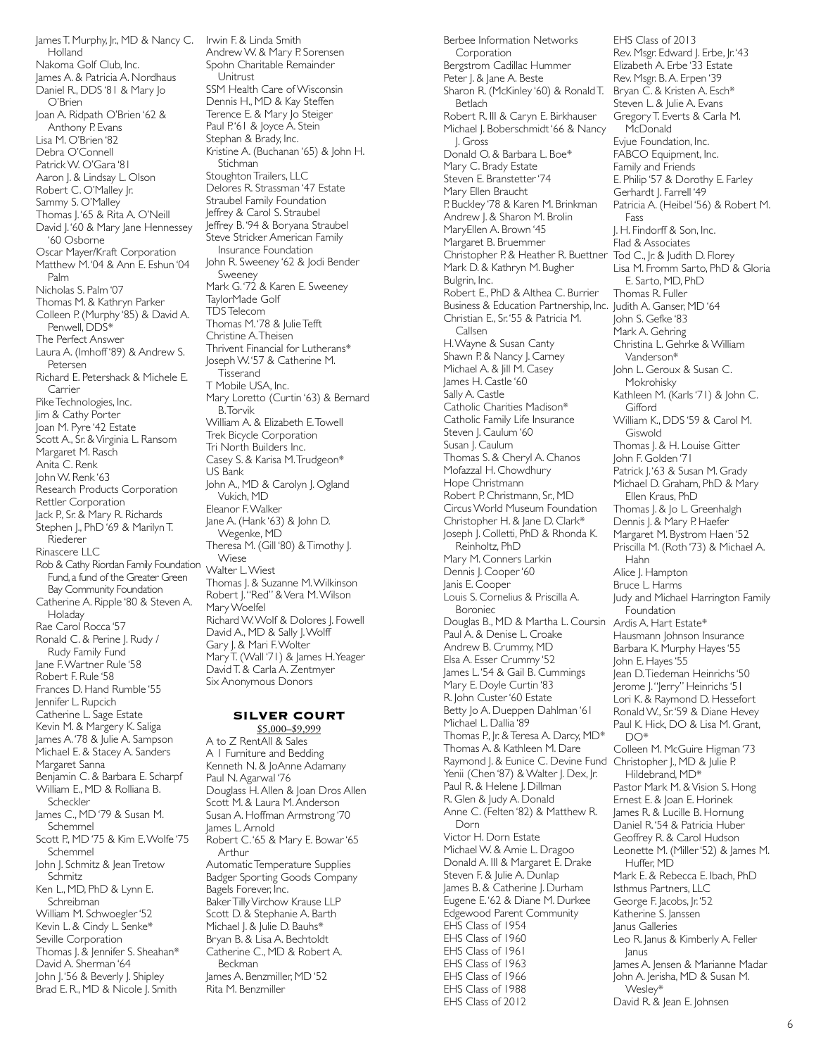James T. Murphy, Jr., MD & Nancy C. Holland
Nakoma Golf Club, Inc.
James A. & Patricia A. Nordhaus
Daniel R., DDS '81 & Mary Jo O'Brien
Joan A. Ridpath O'Brien '62 & Anthony P. Evans
Lisa M. O'Brien '82
Debra O'Connell
Patrick W. O'Gara '81
Aaron J. & Lindsay L. Olson
Robert C. O'Malley Jr.
Sammy S. O'Malley
Thomas J. '65 & Rita A. O'Neill
David J. '60 & Mary Jane Hennessey '60 Osborne
Oscar Mayer/Kraft Corporation
Matthew M. '04 & Ann E. Eshun '04 Palm
Nicholas S. Palm '07
Thomas M. & Kathryn Parker
Colleen P. (Murphy '85) & David A. Penwell, DDS*
The Perfect Answer
Laura A. (Imhoff '89) & Andrew S. Petersen
Richard E. Petershack & Michele E. Carrier
Pike Technologies, Inc.
Jim & Cathy Porter
Joan M. Pyre '42 Estate
Scott A., Sr. & Virginia L. Ransom
Margaret M. Rasch
Anita C. Renk
John W. Renk '63
Research Products Corporation
Rettler Corporation
Jack P., Sr. & Mary R. Richards
Stephen J., PhD '69 & Marilyn T. Riederer
Rinascere LLC
Rob & Cathy Riordan Family Foundation Fund, a fund of the Greater Green Bay Community Foundation
Catherine A. Ripple '80 & Steven A. Holaday
Rae Carol Rocca '57
Ronald C. & Perine J. Rudy / Rudy Family Fund
Jane F. Wartner Rule '58
Robert F. Rule '58
Frances D. Hand Rumble '55
Jennifer L. Rupcich
Catherine L. Sage Estate
Kevin M. & Margery K. Saliga
James A. '78 & Julie A. Sampson
Michael E. & Stacey A. Sanders
Margaret Sanna
Benjamin C. & Barbara E. Scharpf
William E., MD & Rolliana B. Scheckler
James C., MD '79 & Susan M. Schemmel
Scott P., MD '75 & Kim E. Wolfe '75 Schemmel
John J. Schmitz & Jean Tretow Schmitz
Ken L., MD, PhD & Lynn E. Schreibman
William M. Schwoegler '52
Kevin L. & Cindy L. Senke*
Seville Corporation
Thomas J. & Jennifer S. Sheahan*
David A. Sherman '64
John J. '56 & Beverly J. Shipley
Brad E. R., MD & Nicole J. Smith
Irwin F. & Linda Smith
Andrew W. & Mary P. Sorensen
Spohn Charitable Remainder Unitrust
SSM Health Care of Wisconsin
Dennis H., MD & Kay Steffen
Terence E. & Mary Jo Steiger
Paul P. '61 & Joyce A. Stein
Stephan & Brady, Inc.
Kristine A. (Buchanan '65) & John H. Stichman
Stoughton Trailers, LLC
Delores R. Strassman '47 Estate
Straubel Family Foundation
Jeffrey & Carol S. Straubel
Jeffrey B. '94 & Boryana Straubel
Steve Stricker American Family Insurance Foundation
John R. Sweeney '62 & Jodi Bender Sweeney
Mark G. '72 & Karen E. Sweeney
TaylorMade Golf
TDS Telecom
Thomas M. '78 & Julie Tefft
Christine A. Theisen
Thrivent Financial for Lutherans*
Joseph W. '57 & Catherine M. Tisserand
T Mobile USA, Inc.
Mary Loretto (Curtin '63) & Bernard B. Torvik
William A. & Elizabeth E. Towell
Trek Bicycle Corporation
Tri North Builders Inc.
Casey S. & Karisa M. Trudgeon*
US Bank
John A., MD & Carolyn J. Ogland Vukich, MD
Eleanor F. Walker
Jane A. (Hank '63) & John D. Wegenke, MD
Theresa M. (Gill '80) & Timothy J. Wiese
Walter L. Wiest
Thomas J. & Suzanne M. Wilkinson
Robert J. "Red" & Vera M. Wilson
Mary Woelfel
Richard W. Wolf & Dolores J. Fowell
David A., MD & Sally J. Wolff
Gary J. & Mari F. Wolter
Mary T. (Wall '71) & James H. Yeager
David T. & Carla A. Zentmyer
Six Anonymous Donors

## SILVER COURT

$5,000–$9,999

A to Z RentAll & Sales
A 1 Furniture and Bedding
Kenneth N. & JoAnne Adamany
Paul N. Agarwal '76
Douglass H. Allen & Joan Dros Allen
Scott M. & Laura M. Anderson
Susan A. Hoffman Armstrong '70
James L. Arnold
Robert C. '65 & Mary E. Bowar '65 Arthur
Automatic Temperature Supplies
Badger Sporting Goods Company
Bagels Forever, Inc.
Baker Tilly Virchow Krause LLP
Scott D. & Stephanie A. Barth
Michael J. & Julie D. Bauhs*
Bryan B. & Lisa A. Bechtoldt
Catherine C., MD & Robert A. Beckman
James A. Benzmiller, MD '52
Rita M. Benzmiller
Berbee Information Networks Corporation
Bergstrom Cadillac Hummer
Peter J. & Jane A. Beste
Sharon R. (McKinley '60) & Ronald T. Betlach
Robert R. III & Caryn E. Birkhauser
Michael J. Boberschmidt '66 & Nancy J. Gross
Donald O. & Barbara L. Boe*
Mary C. Brady Estate
Steven E. Branstetter '74
Mary Ellen Braucht
P. Buckley '78 & Karen M. Brinkman
Andrew J. & Sharon M. Brolin
MaryEllen A. Brown '45
Margaret B. Bruemmer
Christopher P. & Heather R. Buettner
Mark D. & Kathryn M. Bugher
Bulgrin, Inc.
Robert E., PhD & Althea C. Burrier
Business & Education Partnership, Inc.
Christian E., Sr. '55 & Patricia M. Callsen
H. Wayne & Susan Canty
Shawn P. & Nancy J. Carney
Michael A. & Jill M. Casey
James H. Castle '60
Sally A. Castle
Catholic Charities Madison*
Catholic Family Life Insurance
Steven J. Caulum '60
Susan J. Caulum
Thomas S. & Cheryl A. Chanos
Mofazzal H. Chowdhury
Hope Christmann
Robert P. Christmann, Sr., MD
Circus World Museum Foundation
Christopher H. & Jane D. Clark*
Joseph J. Colletti, PhD & Rhonda K. Reinholtz, PhD
Mary M. Conners Larkin
Dennis J. Cooper '60
Janis E. Cooper
Louis S. Cornelius & Priscilla A. Boroniec
Douglas B., MD & Martha L. Coursin
Paul A. & Denise L. Croake
Andrew B. Crummy, MD
Elsa A. Esser Crummy '52
James L. '54 & Gail B. Cummings
Mary E. Doyle Curtin '83
R. John Custer '60 Estate
Betty Jo A. Dueppen Dahlman '61
Michael L. Dallia '89
Thomas P., Jr. & Teresa A. Darcy, MD*
Thomas A. & Kathleen M. Dare
Raymond J. & Eunice C. Devine Fund
Yenii (Chen '87) & Walter J. Dex, Jr.
Paul R. & Helene J. Dillman
R. Glen & Judy A. Donald
Anne C. (Felten '82) & Matthew R. Dorn
Victor H. Dorn Estate
Michael W. & Amie L. Dragoo
Donald A. III & Margaret E. Drake
Steven F. & Julie A. Dunlap
James B. & Catherine J. Durham
Eugene E. '62 & Diane M. Durkee
Edgewood Parent Community
EHS Class of 1954
EHS Class of 1960
EHS Class of 1961
EHS Class of 1963
EHS Class of 1966
EHS Class of 1988
EHS Class of 2012
EHS Class of 2013
Rev. Msgr. Edward J. Erbe, Jr. '43
Elizabeth A. Erbe '33 Estate
Rev. Msgr. B. A. Erpen '39
Bryan C. & Kristen A. Esch*
Steven L. & Julie A. Evans
Gregory T. Everts & Carla M. McDonald
Evjue Foundation, Inc.
FABCO Equipment, Inc.
Family and Friends
E. Philip '57 & Dorothy E. Farley
Gerhardt J. Farrell '49
Patricia A. (Heibel '56) & Robert M. Fass
J. H. Findorff & Son, Inc.
Flad & Associates
Tod C., Jr. & Judith D. Florey
Lisa M. Fromm Sarto, PhD & Gloria E. Sarto, MD, PhD
Thomas R. Fuller
Judith A. Ganser, MD '64
John S. Gefke '83
Mark A. Gehring
Christina L. Gehrke & William Vanderson*
John L. Geroux & Susan C. Mokrohisky
Kathleen M. (Karls '71) & John C. Gifford
William K., DDS '59 & Carol M. Giswold
Thomas J. & H. Louise Gitter
John F. Golden '71
Patrick J. '63 & Susan M. Grady
Michael D. Graham, PhD & Mary Ellen Kraus, PhD
Thomas J. & Jo L. Greenhalgh
Dennis J. & Mary P. Haefer
Margaret M. Bystrom Haen '52
Priscilla M. (Roth '73) & Michael A. Hahn
Alice J. Hampton
Bruce L. Harms
Judy and Michael Harrington Family Foundation
Ardis A. Hart Estate*
Hausmann Johnson Insurance
Barbara K. Murphy Hayes '55
John E. Hayes '55
Jean D. Tiedeman Heinrichs '50
Jerome J. "Jerry" Heinrichs '51
Lori K. & Raymond D. Hessefort
Ronald W., Sr. '59 & Diane Hevey
Paul K. Hick, DO & Lisa M. Grant, DO*
Colleen M. McGuire Higman '73
Christopher J., MD & Julie P. Hildebrand, MD*
Pastor Mark M. & Vision S. Hong
Ernest E. & Joan E. Horinek
James R. & Lucille B. Hornung
Daniel R. '54 & Patricia Huber
Geoffrey R. & Carol Hudson
Leonette M. (Miller '52) & James M. Huffer, MD
Mark E. & Rebecca E. Ibach, PhD
Isthmus Partners, LLC
George F. Jacobs, Jr. '52
Katherine S. Janssen
Janus Galleries
Leo R. Janus & Kimberly A. Feller Janus
James A. Jensen & Marianne Madar
John A. Jerisha, MD & Susan M. Wesley*
David R. & Jean E. Johnsen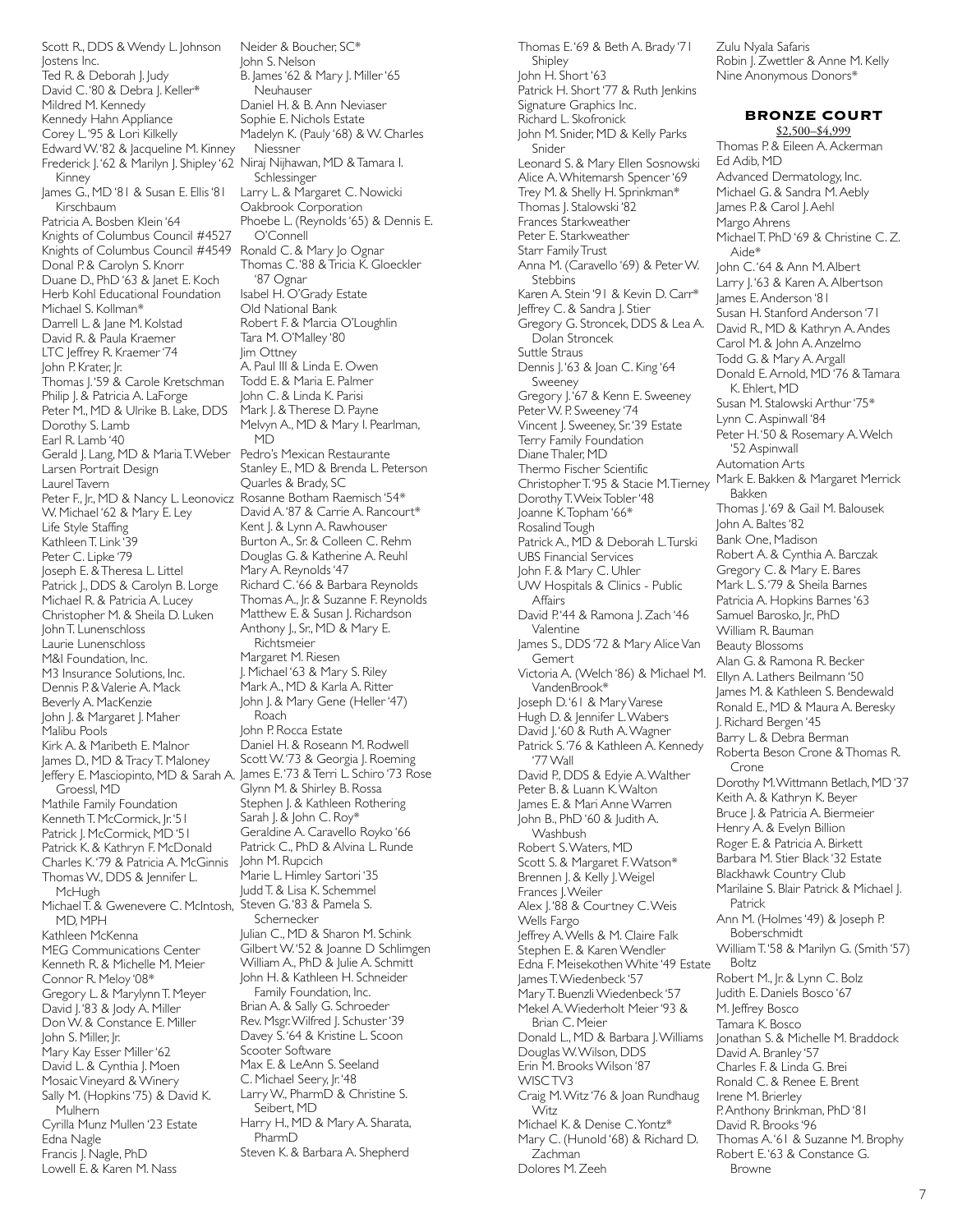Scott R., DDS & Wendy L. Johnson
Jostens Inc.
Ted R. & Deborah J. Judy
David C. '80 & Debra J. Keller*
Mildred M. Kennedy
Kennedy Hahn Appliance
Corey L. '95 & Lori Kilkelly
Edward W. '82 & Jacqueline M. Kinney
Frederick J. '62 & Marilyn J. Shipley '62 Kinney
James G., MD '81 & Susan E. Ellis '81 Kirschbaum
Patricia A. Bosben Klein '64
Knights of Columbus Council #4527
Knights of Columbus Council #4549
Donal P. & Carolyn S. Knorr
Duane D., PhD '63 & Janet E. Koch
Herb Kohl Educational Foundation
Michael S. Kollman*
Darrell L. & Jane M. Kolstad
David R. & Paula Kraemer
LTC Jeffrey R. Kraemer '74
John P. Krater, Jr.
Thomas J. '59 & Carole Kretschman
Philip J. & Patricia A. LaForge
Peter M., MD & Ulrike B. Lake, DDS
Dorothy S. Lamb
Earl R. Lamb '40
Gerald J. Lang, MD & Maria T. Weber
Larsen Portrait Design
Laurel Tavern
Peter F., Jr., MD & Nancy L. Leonovicz
W. Michael '62 & Mary E. Ley
Life Style Staffing
Kathleen T. Link '39
Peter C. Lipke '79
Joseph E. & Theresa L. Littel
Patrick J., DDS & Carolyn B. Lorge
Michael R. & Patricia A. Lucey
Christopher M. & Sheila D. Luken
John T. Lunenschloss
Laurie Lunenschloss
M&I Foundation, Inc.
M3 Insurance Solutions, Inc.
Dennis P. & Valerie A. Mack
Beverly A. MacKenzie
John J. & Margaret J. Maher
Malibu Pools
Kirk A. & Maribeth E. Malnor
James D., MD & Tracy T. Maloney
Jeffery E. Masciopinto, MD & Sarah A. Groessl, MD
Mathile Family Foundation
Kenneth T. McCormick, Jr. '51
Patrick J. McCormick, MD '51
Patrick K. & Kathryn F. McDonald
Charles K. '79 & Patricia A. McGinnis
Thomas W., DDS & Jennifer L. McHugh
Michael T. & Gwenevere C. McIntosh, MD, MPH
Kathleen McKenna
MEG Communications Center
Kenneth R. & Michelle M. Meier
Connor R. Meloy '08*
Gregory L. & Marylynn T. Meyer
David J. '83 & Jody A. Miller
Don W. & Constance E. Miller
John S. Miller, Jr.
Mary Kay Esser Miller '62
David L. & Cynthia J. Moen
Mosaic Vineyard & Winery
Sally M. (Hopkins '75) & David K. Mulhern
Cyrilla Munz Mullen '23 Estate
Edna Nagle
Francis J. Nagle, PhD
Lowell E. & Karen M. Nass
Neider & Boucher, SC*
John S. Nelson
B. James '62 & Mary J. Miller '65 Neuhauser
Daniel H. & B. Ann Neviaser
Sophie E. Nichols Estate
Madelyn K. (Pauly '68) & W. Charles Niessner
Niraj Nijhawan, MD & Tamara I. Schlessinger
Larry L. & Margaret C. Nowicki
Oakbrook Corporation
Phoebe L. (Reynolds '65) & Dennis E. O'Connell
Ronald C. & Mary Jo Ognar
Thomas C. '88 & Tricia K. Gloeckler '87 Ognar
Isabel H. O'Grady Estate
Old National Bank
Robert F. & Marcia O'Loughlin
Tara M. O'Malley '80
Jim Ottney
A. Paul III & Linda E. Owen
Todd E. & Maria E. Palmer
John C. & Linda K. Parisi
Mark J. & Therese D. Payne
Melvyn A., MD & Mary I. Pearlman, MD
Pedro's Mexican Restaurante
Stanley E., MD & Brenda L. Peterson
Quarles & Brady, SC
Rosanne Botham Raemisch '54*
David A. '87 & Carrie A. Rancourt*
Kent J. & Lynn A. Rawhouser
Burton A., Sr. & Colleen C. Rehm
Douglas G. & Katherine A. Reuhl
Mary A. Reynolds '47
Richard C. '66 & Barbara Reynolds
Thomas A., Jr. & Suzanne F. Reynolds
Matthew E. & Susan J. Richardson
Anthony J., Sr., MD & Mary E. Richtsmeier
Margaret M. Riesen
J. Michael '63 & Mary S. Riley
Mark A., MD & Karla A. Ritter
John J. & Mary Gene (Heller '47) Roach
John P. Rocca Estate
Daniel H. & Roseann M. Rodwell
Scott W. '73 & Georgia J. Roeming
James E. '73 & Terri L. Schiro '73 Rose
Glynn M. & Shirley B. Rossa
Stephen J. & Kathleen Rothering
Sarah J. & John C. Roy*
Geraldine A. Caravello Royko '66
Patrick C., PhD & Alvina L. Runde
John M. Rupcich
Marie L. Himley Sartori '35
Judd T. & Lisa K. Schemmel
Steven G. '83 & Pamela S. Schernecker
Julian C., MD & Sharon M. Schink
Gilbert W. '52 & Joanne D Schlimgen
William A., PhD & Julie A. Schmitt
John H. & Kathleen H. Schneider Family Foundation, Inc.
Brian A. & Sally G. Schroeder
Rev. Msgr. Wilfred J. Schuster '39
Davey S. '64 & Kristine L. Scoon
Scooter Software
Max E. & LeAnn S. Seeland
C. Michael Seery, Jr. '48
Larry W., PharmD & Christine S. Seibert, MD
Harry H., MD & Mary A. Sharata, PharmD
Steven K. & Barbara A. Shepherd
Thomas E. '69 & Beth A. Brady '71 Shipley
John H. Short '63
Patrick H. Short '77 & Ruth Jenkins
Signature Graphics Inc.
Richard L. Skofronick
John M. Snider, MD & Kelly Parks Snider
Leonard S. & Mary Ellen Sosnowski
Alice A. Whitemarsh Spencer '69
Trey M. & Shelly H. Sprinkman*
Thomas J. Stalowski '82
Frances Starkweather
Peter E. Starkweather
Starr Family Trust
Anna M. (Caravello '69) & Peter W. Stebbins
Karen A. Stein '91 & Kevin D. Carr*
Jeffrey C. & Sandra J. Stier
Gregory G. Stroncek, DDS & Lea A. Dolan Stroncek
Suttle Straus
Dennis J. '63 & Joan C. King '64 Sweeney
Gregory J. '67 & Kenn E. Sweeney
Peter W. P. Sweeney '74
Vincent J. Sweeney, Sr. '39 Estate
Terry Family Foundation
Diane Thaler, MD
Thermo Fischer Scientific
Christopher T. '95 & Stacie M. Tierney
Dorothy T. Weix Tobler '48
Joanne K. Topham '66*
Rosalind Tough
Patrick A., MD & Deborah L. Turski
UBS Financial Services
John F. & Mary C. Uhler
UW Hospitals & Clinics - Public Affairs
David P. '44 & Ramona J. Zach '46 Valentine
James S., DDS '72 & Mary Alice Van Gemert
Victoria A. (Welch '86) & Michael M. VandenBrook*
Joseph D. '61 & Mary Varese
Hugh D. & Jennifer L. Wabers
David J. '60 & Ruth A. Wagner
Patrick S. '76 & Kathleen A. Kennedy '77 Wall
David P., DDS & Edyie A. Walther
Peter B. & Luann K. Walton
James E. & Mari Anne Warren
John B., PhD '60 & Judith A. Washbush
Robert S. Waters, MD
Scott S. & Margaret F. Watson*
Brennen J. & Kelly J. Weigel
Frances J. Weiler
Alex J. '88 & Courtney C. Weis
Wells Fargo
Jeffrey A. Wells & M. Claire Falk
Stephen E. & Karen Wendler
Edna F. Meisekothen White '49 Estate
James T. Wiedenbeck '57
Mary T. Buenzli Wiedenbeck '57
Mekel A. Wiederholt Meier '93 & Brian C. Meier
Donald L., MD & Barbara J. Williams
Douglas W. Wilson, DDS
Erin M. Brooks Wilson '87
WISC TV3
Craig M. Witz '76 & Joan Rundhaug Witz
Michael K. & Denise C. Yontz*
Mary C. (Hunold '68) & Richard D. Zachman
Dolores M. Zeeh
Zulu Nyala Safaris
Robin J. Zwettler & Anne M. Kelly
Nine Anonymous Donors*

## BRONZE COURT

$2,500–$4,999

Thomas P. & Eileen A. Ackerman
Ed Adib, MD
Advanced Dermatology, Inc.
Michael G. & Sandra M. Aebly
James P. & Carol J. Aehl
Margo Ahrens
Michael T. PhD '69 & Christine C. Z. Aide*
John C. '64 & Ann M. Albert
Larry J. '63 & Karen A. Albertson
James E. Anderson '81
Susan H. Stanford Anderson '71
David R., MD & Kathryn A. Andes
Carol M. & John A. Anzelmo
Todd G. & Mary A. Argall
Donald E. Arnold, MD '76 & Tamara K. Ehlert, MD
Susan M. Stalowski Arthur '75*
Lynn C. Aspinwall '84
Peter H. '50 & Rosemary A. Welch '52 Aspinwall
Automation Arts
Mark E. Bakken & Margaret Merrick Bakken
Thomas J. '69 & Gail M. Balousek
John A. Baltes '82
Bank One, Madison
Robert A. & Cynthia A. Barczak
Gregory C. & Mary E. Bares
Mark L. S. '79 & Sheila Barnes
Patricia A. Hopkins Barnes '63
Samuel Barosko, Jr., PhD
William R. Bauman
Beauty Blossoms
Alan G. & Ramona R. Becker
Ellyn A. Lathers Beilmann '50
James M. & Kathleen S. Bendewald
Ronald E., MD & Maura A. Beresky
J. Richard Bergen '45
Barry L. & Debra Berman
Roberta Beson Crone & Thomas R. Crone
Dorothy M. Wittmann Betlach, MD '37
Keith A. & Kathryn K. Beyer
Bruce J. & Patricia A. Biermeier
Henry A. & Evelyn Billion
Roger E. & Patricia A. Birkett
Barbara M. Stier Black '32 Estate
Blackhawk Country Club
Marilaine S. Blair Patrick & Michael J. Patrick
Ann M. (Holmes '49) & Joseph P. Boberschmidt
William T. '58 & Marilyn G. (Smith '57) Boltz
Robert M., Jr. & Lynn C. Bolz
Judith E. Daniels Bosco '67
M. Jeffrey Bosco
Tamara K. Bosco
Jonathan S. & Michelle M. Braddock
David A. Branley '57
Charles F. & Linda G. Brei
Ronald C. & Renee E. Brent
Irene M. Brierley
P. Anthony Brinkman, PhD '81
David R. Brooks '96
Thomas A. '61 & Suzanne M. Brophy
Robert E. '63 & Constance G. Browne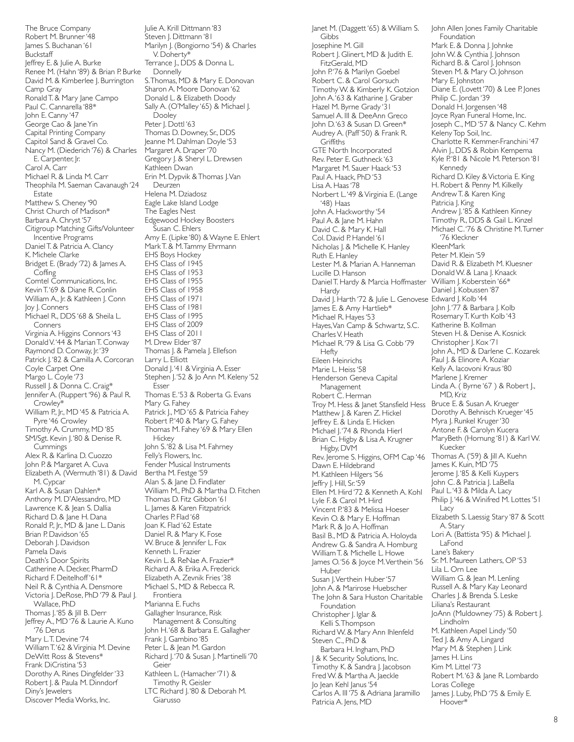The Bruce Company
Robert M. Brunner '48
James S. Buchanan '61
Buckstaff
Jeffrey E. & Julie A. Burke
Renee M. (Hahn '89) & Brian P. Burke
David M. & Kimberlee J. Burrington
Camp Gray
Ronald T. & Mary Jane Campo
Paul C. Cannarella '88*
John E. Canny '47
George Cao & Jane Yin
Capital Printing Company
Capitol Sand & Gravel Co.
Nancy M. (Diederich '76) & Charles E. Carpenter, Jr.
Carol A. Carr
Michael R. & Linda M. Carr
Theophila M. Saeman Cavanaugh '24 Estate
Matthew S. Cheney '90
Christ Church of Madison*
Barbara A. Chryst '57
Citigroup Matching Gifts/Volunteer Incentive Programs
Daniel T. & Patricia A. Clancy
K. Michele Clarke
Bridget E. (Brady '72) & James A. Coffing
Comtel Communications, Inc.
Kevin T. '69 & Diane R. Conlin
William A., Jr. & Kathleen J. Conn
Joy J. Conners
Michael R., DDS '68 & Sheila L. Conners
Virginia A. Higgins Connors '43
Donald V. '44 & Marian T. Conway
Raymond D. Conway, Jr. '39
Patrick J. '82 & Camilla A. Corcoran
Coyle Carpet One
Margo L. Coyle '73
Russell J. & Donna C. Craig*
Jennifer A. (Ruppert '96) & Paul R. Crowley*
William P., Jr., MD '45 & Patricia A. Pyre '46 Crowley
Timothy A. Crummy, MD '85
SM/Sgt. Kevin J. '80 & Denise R. Cummings
Alex R. & Karlina D. Cuozzo
John P. & Margaret A. Cuva
Elizabeth A. (Wermuth '81) & David M. Cypcar
Karl A. & Susan Dahlen*
Anthony M. D'Alessandro, MD
Lawrence K. & Jean S. Dallia
Richard D. & Jane H. Dana
Ronald P., Jr., MD & Jane L. Danis
Brian P. Davidson '65
Deborah J. Davidson
Pamela Davis
Death's Door Spirits
Catherine A. Decker, PharmD
Richard F. Deitelhoff '61*
Neil R. & Cynthia A. Densmore
Victoria J. DeRose, PhD '79 & Paul J. Wallace, PhD
Thomas J. '85 & Jill B. Derr
Jeffrey A., MD '76 & Laurie A. Kuno '76 Derus
Mary L. T. Devine '74
William T. '62 & Virginia M. Devine
DeWitt Ross & Stevens*
Frank DiCristina '53
Dorothy A. Rines Dingfelder '33
Robert J. & Paula M. Dinndorf
Diny's Jewelers
Discover Media Works, Inc.
Julie A. Krill Dittmann '83
Steven J. Dittmann '81
Marilyn J. (Bongiorno '54) & Charles V. Doherty*
Terrance J., DDS & Donna L. Donnelly
S. Thomas, MD & Mary E. Donovan
Sharon A. Moore Donovan '62
Donald L. & Elizabeth Doody
Sally A. (O'Malley '65) & Michael J. Dooley
Peter J. Dottl '63
Thomas D. Downey, Sr., DDS
Jeanne M. Dahlman Doyle '53
Margaret A. Draper '70
Gregory J. & Sheryl L. Drewsen
Kathleen Dwan
Erin M. Dypvik & Thomas J. Van Deurzen
Helena M. Dziadosz
Eagle Lake Island Lodge
The Eagles Nest
Edgewood Hockey Boosters
Susan C. Ehlers
Amy E. (Lipke '80) & Wayne E. Ehlert
Mark T. & M. Tammy Ehrmann
EHS Boys Hockey
EHS Class of 1945
EHS Class of 1953
EHS Class of 1955
EHS Class of 1958
EHS Class of 1971
EHS Class of 1981
EHS Class of 1995
EHS Class of 2009
EHS Class of 2011
M. Drew Elder '87
Thomas J. & Pamela J. Ellefson
Larry L. Elliott
Donald J. '41 & Virginia A. Esser
Stephen J. '52 & Jo Ann M. Keleny '52 Esser
Thomas E. '53 & Roberta G. Evans
Mary G. Fahey
Patrick J., MD '65 & Patricia Fahey
Robert P. '40 & Mary G. Fahey
Thomas M. Fahey '69 & Mary Ellen Hickey
John S. '82 & Lisa M. Fahrney
Felly's Flowers, Inc.
Fender Musical Instruments
Bertha M. Festge '59
Alan S. & Jane D. Findlater
William M., PhD & Martha D. Fitchen
Thomas D. Fitz Gibbon '61
L. James & Karen Fitzpatrick
Charles P. Flad '68
Joan K. Flad '62 Estate
Daniel R. & Mary K. Fose
W. Bruce & Jennifer L. Fox
Kenneth L. Frazier
Kevin L. & ReNae A. Frazier*
Richard A. & Erika A. Frederick
Elizabeth A. Zevnik Fries '38
Michael S., MD & Rebecca R. Frontiera
Marianna E. Fuchs
Gallagher Insurance, Risk Management & Consulting
John H. '68 & Barbara E. Gallagher
Frank J. Gambino '85
Peter L. & Jean M. Gardon
Richard J. '70 & Susan J. Martinelli '70 Geier
Kathleen L. (Hamacher '71) & Timothy R. Geisler
LTC Richard J. '80 & Deborah M. Giarusso
Janet M. (Daggett '65) & William S. Gibbs
Josephine M. Gill
Robert J. Glinert, MD & Judith E. FitzGerald, MD
John P. '76 & Marilyn Goebel
Robert C. & Carol Gorsuch
Timothy W. & Kimberly K. Gotzion
John A. '63 & Katharine J. Graber
Hazel M. Byrne Grady '31
Samuel A. III & DeeAnn Greco
John D. '63 & Susan D. Green*
Audrey A. (Paff '50) & Frank R. Griffiths
GTE North Incorporated
Rev. Peter E. Guthneck '63
Margaret M. Sauer Haack '53
Paul A. Haack, PhD '53
Lisa A. Haas '78
Norbert L. '49 & Virginia E. (Lange '48) Haas
John A. Hackworthy '54
Paul A. & Jane M. Hahn
David C. & Mary K. Hall
Col. David P. Handel '61
Nicholas J. & Michelle K. Hanley
Ruth E. Hanley
Lester M. & Marian A. Hanneman
Lucille D. Hanson
Daniel T. Hardy & Marcia Hoffmaster Hardy
David J. Harth '72 & Julie L. Genovese
James E. & Amy Hartlieb*
Michael R. Hayes '53
Hayes, Van Camp & Schwartz, S.C.
Charles V. Heath
Michael R. '79 & Lisa G. Cobb '79 Hefty
Eileen Heinrichs
Marie L. Heiss '58
Henderson Geneva Capital Management
Robert C. Herman
Troy M. Hess & Janet Stansfield Hess
Matthew J. & Karen Z. Hickel
Jeffrey E. & Linda E. Hicken
Michael J. '74 & Rhonda Hierl
Brian C. Higby & Lisa A. Krugner Higby, DVM
Rev. Jerome S. Higgins, OFM Cap '46
Dawn E. Hildebrand
M. Kathleen Hilgers '56
Jeffry J. Hill, Sr. '59
Ellen M. Hird '72 & Kenneth A. Kohl
Lyle F. & Carol M. Hird
Vincent P. '83 & Melissa Hoeser
Kevin O. & Mary E. Hoffman
Mark R. & Jo A. Hoffman
Basil B., MD & Patricia A. Holoyda
Andrew G. & Sandra A. Homburg
William T. & Michelle L. Howe
James O. '56 & Joyce M. Verthein '56 Huber
Susan J. Verthein Huber '57
John A. & Marirose Huebscher
The John & Sara Huston Charitable Foundation
Christopher J. Iglar & Kelli S. Thompson
Richard W. & Mary Ann Ihlenfeld
Steven C., PhD & Barbara H. Ingham, PhD
J & K Security Solutions, Inc.
Timothy K. & Sandra J. Jacobson
Fred W. & Martha A. Jaeckle
Jo Jean Kehl Janus '54
Carlos A. III '75 & Adriana Jaramillo
Patricia A. Jens, MD
John Allen Jones Family Charitable Foundation
Mark E. & Donna J. Johnke
John W. & Cynthia J. Johnson
Richard B. & Carol J. Johnson
Steven M. & Mary O. Johnson
Mary E. Johnston
Diane E. (Lovett '70) & Lee P. Jones
Philip C. Jordan '39
Donald H. Jorgensen '48
Joyce Ryan Funeral Home, Inc.
Joseph C., MD '57 & Nancy C. Kehm
Keleny Top Soil, Inc.
Charlotte R. Kemmer-Franchini '47
Alvin J., DDS & Robin Kempema
Kyle P. '81 & Nicole M. Peterson '81 Kennedy
Richard D. Kiley & Victoria E. King
H. Robert & Penny M. Kilkelly
Andrew T. & Karen King
Patricia J. King
Andrew J. '85 & Kathleen Kinney
Timothy R., DDS & Gail L. Kinzel
Michael C. '76 & Christine M. Turner '76 Kleckner
KleenMark
Peter M. Klein '59
David R. & Elizabeth M. Kluesner
Donald W. & Lana J. Knaack
William J. Koberstein '66*
Daniel J. Kobussen '87
Edward J. Kolb '44
John J. '77 & Barbara J. Kolb
Rosemary T. Kurth Kolb '43
Katherine B. Kollman
Steven H. & Denise A. Kosnick
Christopher J. Kox '71
John A., MD & Darlene C. Kozarek
Paul J. & Elinore A. Koziar
Kelly A. Iacovoni Kraus '80
Marlene J. Kremer
Linda A. ( Byrne '67 ) & Robert J., MD, Kriz
Bruce E. & Susan A. Krueger
Dorothy A. Behnisch Krueger '45
Myra J. Runkel Kruger '30
Antone F. & Carolyn Kucera
MaryBeth (Hornung '81) & Karl W. Kuecker
Thomas A. ('59) & Jill A. Kuehn
James K. Kuin, MD '75
Jerome J. '85 & Kelli Kuypers
John C. & Patricia J. LaBella
Paul L. '43 & Milda A. Lacy
Philip J. '46 & Winifred M. Lottes '51 Lacy
Elizabeth S. Laessig Stary '87 & Scott A. Stary
Lori A. (Battista '95) & Michael J. LaFond
Lane's Bakery
Sr. M. Maureen Lathers, OP '53
Lila L. Orn Lee
William G. & Jean M. Lenling
Russell A. & Mary Kay Leonard
Charles J. & Brenda S. Leske
Liliana's Restaurant
JoAnn (Muldowney '75) & Robert J. Lindholm
M. Kathleen Aspel Lindy '50
Ted J. & Amy A. Lingard
Mary M. & Stephen J. Link
James H. Lins
Kim M. Littel '73
Robert M. '63 & Jane R. Lombardo
Loras College
James J. Luby, PhD '75 & Emily E. Hoover*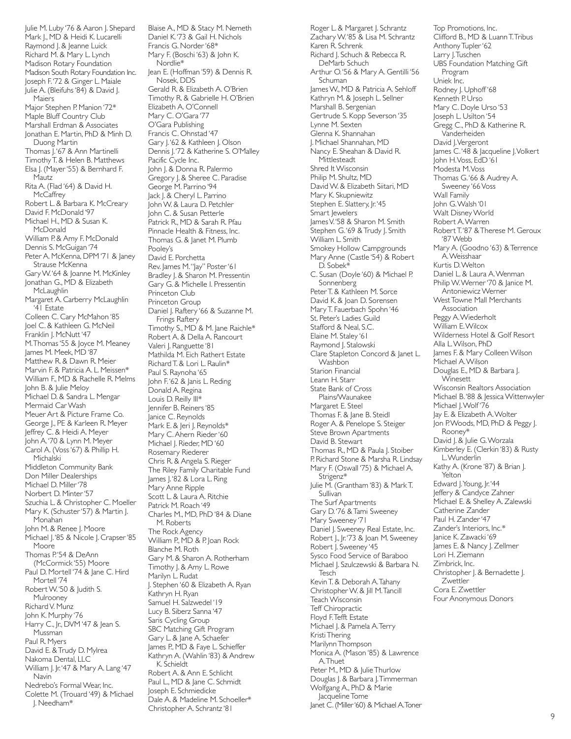Julie M. Luby '76 & Aaron J. Shepard
Mark J., MD & Heidi K. Lucarelli
Raymond J. & Jeanne Luick
Richard M. & Mary L. Lynch
Madison Rotary Foundation
Madison South Rotary Foundation Inc.
Joseph F. '72 & Ginger L. Maiale
Julie A. (Bleifuhs '84) & David J. Maiers
Major Stephen P. Manion '72*
Maple Bluff Country Club
Marshall Erdman & Associates
Jonathan E. Martin, PhD & Minh D. Duong Martin
Thomas J. '67 & Ann Martinelli
Timothy T. & Helen B. Matthews
Elsa J. (Mayer '55) & Bernhard F. Mautz
Rita A. (Flad '64) & David H. McCaffrey
Robert L. & Barbara K. McCreary
David F. McDonald '97
Michael H., MD & Susan K. McDonald
William P. & Amy F. McDonald
Dennis S. McGuigan '74
Peter A. McKenna, DPM '71 & Janey Strause McKenna
Gary W. '64 & Joanne M. McKinley
Jonathan G., MD & Elizabeth McLaughlin
Margaret A. Carberry McLaughlin '41 Estate
Colleen C. Cary McMahon '85
Joel C. & Kathleen G. McNeil
Franklin J. McNutt '47
M. Thomas '55 & Joyce M. Meaney
James M. Meek, MD '87
Matthew R. & Dawn R. Meier
Marvin F. & Patricia A. L. Meissen*
William F., MD & Rachelle R. Melms
John B. & Julie Meloy
Michael D. & Sandra L. Mengar
Mermaid Car Wash
Meuer Art & Picture Frame Co.
George J., PE & Karleen R. Meyer
Jeffrey C. & Heidi A. Meyer
John A. '70 & Lynn M. Meyer
Carol A. (Voss '67) & Phillip H. Michalski
Middleton Community Bank
Don Miller Dealerships
Michael D. Miller '78
Norbert D. Minter '57
Szuchia L. & Christopher C. Moeller
Mary K. (Schuster '57) & Martin J. Monahan
John M. & Renee J. Moore
Michael J. '85 & Nicole J. Crapser '85 Moore
Thomas P. '54 & DeAnn (McCormick '55) Moore
Paul D. Mortell '74 & Jane C. Hird Mortell '74
Robert W. '50 & Judith S. Mulrooney
Richard V. Munz
John K. Murphy '76
Harry C., Jr., DVM '47 & Jean S. Mussman
Paul R. Myers
David E. & Trudy D. Mylrea
Nakoma Dental, LLC
William J. Jr. '47 & Mary A. Lang '47 Navin
Nedrebo's Formal Wear, Inc.
Colette M. (Trouard '49) & Michael J. Needham*
Blaise A., MD & Stacy M. Nemeth
Daniel K. '73 & Gail H. Nichols
Francis G. Norder '68*
Mary F. (Boschi '63) & John K. Nordlie*
Jean E. (Hoffman '59) & Dennis R. Nosek, DDS
Gerald R. & Elizabeth A. O'Brien
Timothy R. & Gabrielle H. O'Brien
Elizabeth A. O'Connell
Mary C. O'Gara '77
O'Gara Publishing
Francis C. Ohnstad '47
Gary J. '62 & Kathleen J. Olson
Dennis J. '72 & Katherine S. O'Malley
Pacific Cycle Inc.
John J. & Donna R. Palermo
Gregory J. & Sheree C. Paradise
George M. Parrino '94
Jack J. & Cheryl L. Parrino
John W. & Laura D. Petchler
John C. & Susan Petterle
Patrick R., MD & Sarah R. Pfau
Pinnacle Health & Fitness, Inc.
Thomas G. & Janet M. Plumb
Pooley's
David E. Porchetta
Rev. James M. "Jay" Poster '61
Bradley J. & Sharon M. Pressentin
Gary G. & Michelle I. Pressentin
Princeton Club
Princeton Group
Daniel J. Raftery '66 & Suzanne M. Frings Raftery
Timothy S., MD & M. Jane Raichle*
Robert A. & Della A. Rancourt
Valeri J. Ranguette '81
Mathilda M. Eich Rathert Estate
Richard T. & Lori L. Raulin*
Paul S. Raynoha '65
John F. '62 & Janis L. Reding
Donald A. Regina
Louis D. Reilly III*
Jennifer B. Reiners '85
Janice C. Reynolds
Mark E. & Jeri J. Reynolds*
Mary C. Ahern Rieder '60
Michael J. Rieder, MD '60
Rosemary Riederer
Chris R. & Angela S. Rieger
The Riley Family Charitable Fund
James J. '82 & Lora L. Ring
Mary Anne Ripple
Scott L. & Laura A. Ritchie
Patrick M. Roach '49
Charles M., MD, PhD '84 & Diane M. Roberts
The Rock Agency
William P., MD & P. Joan Rock
Blanche M. Roth
Gary M. & Sharon A. Rotherham
Timothy J. & Amy L. Rowe
Marilyn L. Rudat
J. Stephen '60 & Elizabeth A. Ryan
Kathryn H. Ryan
Samuel H. Salzwedel '19
Lucy B. Siberz Sanna '47
Saris Cycling Group
SBC Matching Gift Program
Gary L. & Jane A. Schaefer
James P., MD & Faye L. Schieffer
Kathryn A. (Wahlin '83) & Andrew K. Schieldt
Robert A. & Ann E. Schlicht
Paul L., MD & Jane C. Schmidt
Joseph E. Schmiedicke
Dale A. & Madeline M. Schoeller*
Christopher A. Schrantz '81
Roger L. & Margaret J. Schrantz
Zachary W. '85 & Lisa M. Schrantz
Karen R. Schrenk
Richard J. Schuch & Rebecca R. DeMarb Schuch
Arthur O. '56 & Mary A. Gentilli '56 Schuman
James W., MD & Patricia A. Sehloff
Kathryn M. & Joseph L. Sellner
Marshall B. Sergenian
Gertrude S. Kopp Severson '35
Lynne M. Sexten
Glenna K. Shannahan
J. Michael Shannahan, MD
Nancy E. Sheahan & David R. Mittlesteadt
Shred It Wisconsin
Philip M. Shultz, MD
David W. & Elizabeth Siitari, MD
Mary K. Skupniewitz
Stephen E. Slattery, Jr. '45
Smart Jewelers
James V. '58 & Sharon M. Smith
Stephen G. '69 & Trudy J. Smith
William L. Smith
Smokey Hollow Campgrounds
Mary Anne (Castle '54) & Robert D. Sobek*
C. Susan (Doyle '60) & Michael P. Sonnenberg
Peter T. & Kathleen M. Sorce
David K. & Joan D. Sorensen
Mary T. Fauerbach Spohn '46
St. Peter's Ladies Guild
Stafford & Neal, S.C.
Elaine M. Staley '61
Raymond J. Stalowski
Clare Stapleton Concord & Janet L. Washbon
Starion Financial
Leann H. Starr
State Bank of Cross Plains/Waunakee
Margaret E. Steel
Thomas F. & Jane B. Steidl
Roger A. & Penelope S. Steiger
Steve Brown Apartments
David B. Stewart
Thomas R., MD & Paula J. Stoiber
P. Richard Stone & Marsha R. Lindsay
Mary F. (Oswall '75) & Michael A. Strigenz*
Julie M. (Grantham '83) & Mark T. Sullivan
The Surf Apartments
Gary D. '76 & Tami Sweeney
Mary Sweeney '71
Daniel J. Sweeney Real Estate, Inc.
Robert J., Jr. '73 & Joan M. Sweeney
Robert J. Sweeney '45
Sysco Food Service of Baraboo
Michael J. Szulczewski & Barbara N. Tesch
Kevin T. & Deborah A. Tahany
Christopher W. & Jill M. Tancill
Teach Wisconsin
Teff Chiropractic
Floyd F. Tefft Estate
Michael J. & Pamela A. Terry
Kristi Thering
Marilynn Thompson
Monica A. (Mason '85) & Lawrence A. Thuet
Peter M., MD & Julie Thurlow
Douglas J. & Barbara J. Timmerman
Wolfgang A., PhD & Marie Jacqueline Tome
Janet C. (Miller '60) & Michael A. Toner
Top Promotions, Inc.
Clifford B., MD & Luann T. Tribus
Anthony Tupler '62
Larry J. Tuschen
UBS Foundation Matching Gift Program
Uniek Inc.
Rodney J. Uphoff '68
Kenneth P. Urso
Mary C. Doyle Urso '53
Joseph L. Usilton '54
Gregg C., PhD & Katherine R. Vanderheiden
David J. Vergeront
James C. '48 & Jacqueline J. Volkert
John H. Voss, EdD '61
Modesta M. Voss
Thomas G. '66 & Audrey A. Sweeney '66 Voss
Wall Family
John G. Walsh '01
Walt Disney World
Robert A. Warren
Robert T. '87 & Therese M. Geroux '87 Webb
Mary A. (Goodno '63) & Terrence A. Weisshaar
Kurtis D. Welton
Daniel L. & Laura A. Wenman
Philip W. Werner '70 & Janice M. Antoniewicz Werner
West Towne Mall Merchants Association
Peggy A. Wiederholt
William E. Wilcox
Wilderness Hotel & Golf Resort
Alla L. Wilson, PhD
James F. & Mary Colleen Wilson
Michael A. Wilson
Douglas E., MD & Barbara J. Winesett
Wisconsin Realtors Association
Michael B. '88 & Jessica Wittenwyler
Michael J. Wolf '76
Jay E. & Elizabeth A. Wolter
Jon P. Woods, MD, PhD & Peggy J. Rooney*
David J. & Julie G. Worzala
Kimberley E. (Clerkin '83) & Rusty L. Wunderlin
Kathy A. (Krone '87) & Brian J. Yelton
Edward J. Young, Jr. '44
Jeffery & Candyce Zahner
Michael E. & Shelley A. Zalewski
Catherine Zander
Paul H. Zander '47
Zander's Interiors, Inc.*
Janice K. Zawacki '69
James E. & Nancy J. Zellmer
Lori H. Ziemann
Zimbrick, Inc.
Christopher J. & Bernadette J. Zwettler
Cora E. Zwettler
Four Anonymous Donors